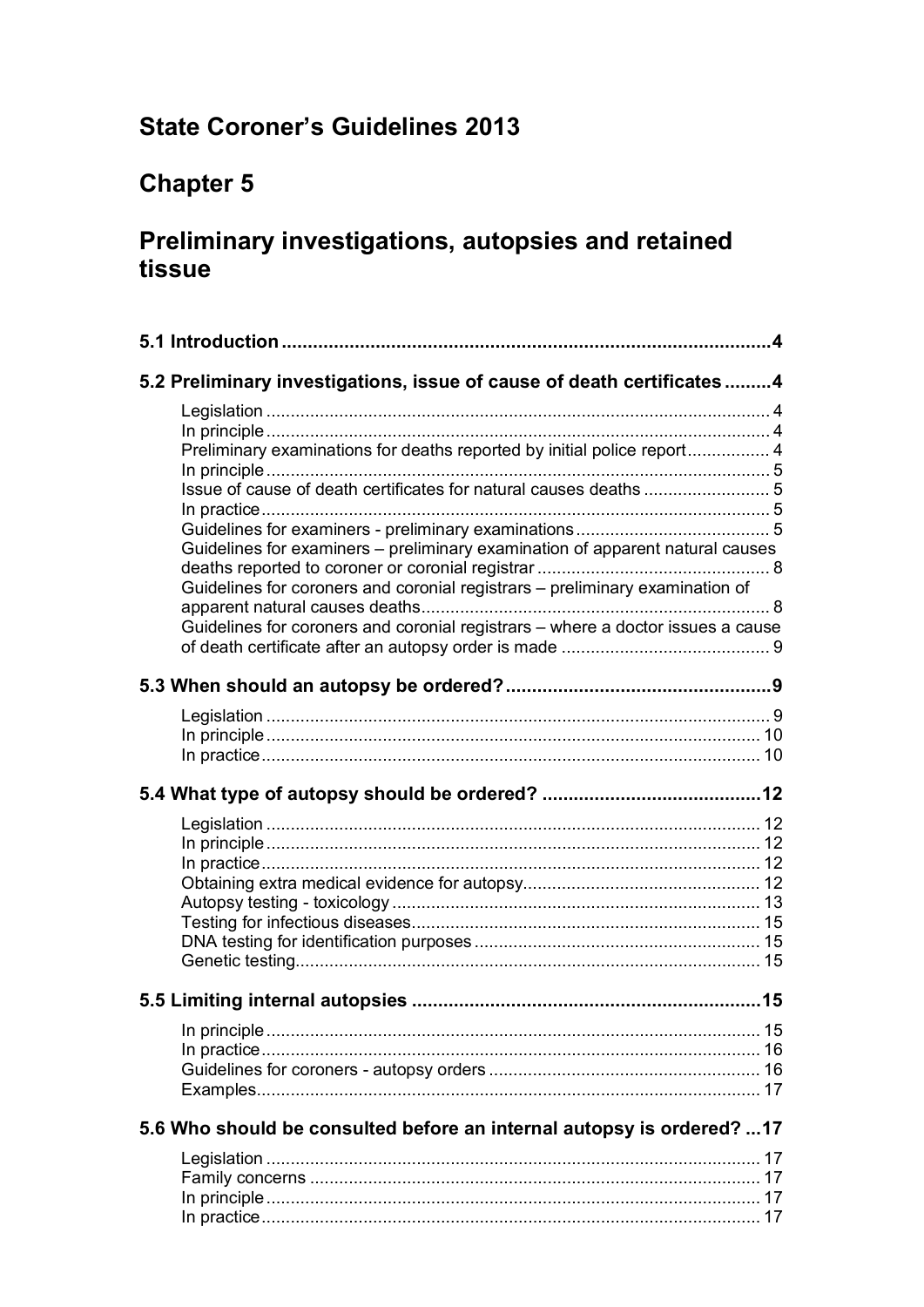# State Coroner's Guidelines 2013

# Chapter 5

# Preliminary investigations, autopsies and retained tissue

**5.1 Introduction** ..... 4

**5.2 Preliminary investigations, issue of cause of death certificates** ..... 4

- Legislation ..... 4
- In principle ..... 4
- Preliminary examinations for deaths reported by initial police report ..... 4
- In principle ..... 5
- Issue of cause of death certificates for natural causes deaths ..... 5
- In practice ..... 5
- Guidelines for examiners - preliminary examinations ..... 5
- Guidelines for examiners – preliminary examination of apparent natural causes deaths reported to coroner or coronial registrar ..... 8
- Guidelines for coroners and coronial registrars – preliminary examination of apparent natural causes deaths ..... 8
- Guidelines for coroners and coronial registrars – where a doctor issues a cause of death certificate after an autopsy order is made ..... 9

**5.3 When should an autopsy be ordered?** ..... 9

- Legislation ..... 9
- In principle ..... 10
- In practice ..... 10

**5.4 What type of autopsy should be ordered?** ..... 12

- Legislation ..... 12
- In principle ..... 12
- In practice ..... 12
- Obtaining extra medical evidence for autopsy ..... 12
- Autopsy testing - toxicology ..... 13
- Testing for infectious diseases ..... 15
- DNA testing for identification purposes ..... 15
- Genetic testing ..... 15

**5.5 Limiting internal autopsies** ..... 15

- In principle ..... 15
- In practice ..... 16
- Guidelines for coroners - autopsy orders ..... 16
- Examples ..... 17

**5.6 Who should be consulted before an internal autopsy is ordered?** ..... 17

- Legislation ..... 17
- Family concerns ..... 17
- In principle ..... 17
- In practice ..... 17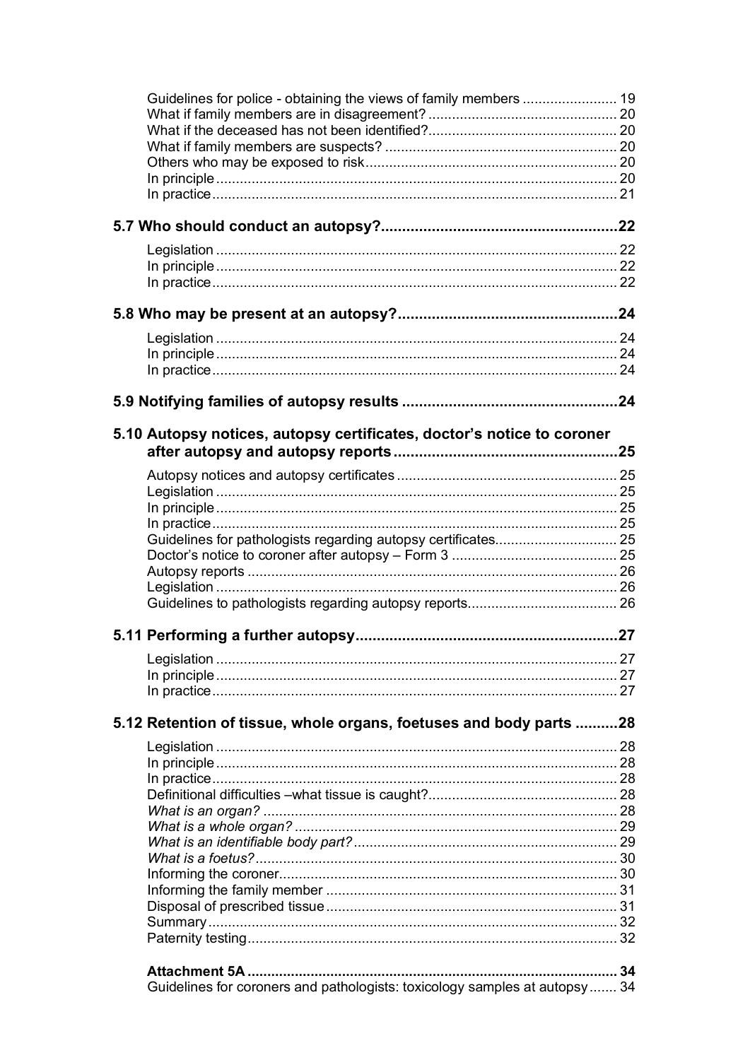Guidelines for police - obtaining the views of family members ........................ 19
What if family members are in disagreement? ................................................ 20
What if the deceased has not been identified?................................................ 20
What if family members are suspects? .......................................................... 20
Others who may be exposed to risk................................................................ 20
In principle...................................................................................................... 20
In practice....................................................................................................... 21

**5.7 Who should conduct an autopsy?........................................................22**

Legislation ...................................................................................................... 22
In principle...................................................................................................... 22
In practice....................................................................................................... 22

**5.8 Who may be present at an autopsy?....................................................24**

Legislation ...................................................................................................... 24
In principle...................................................................................................... 24
In practice....................................................................................................... 24

**5.9 Notifying families of autopsy results ...................................................24**

**5.10 Autopsy notices, autopsy certificates, doctor's notice to coroner after autopsy and autopsy reports.....................................................25**

Autopsy notices and autopsy certificates ........................................................ 25
Legislation ...................................................................................................... 25
In principle...................................................................................................... 25
In practice....................................................................................................... 25
Guidelines for pathologists regarding autopsy certificates............................... 25
Doctor's notice to coroner after autopsy – Form 3 .......................................... 25
Autopsy reports .............................................................................................. 26
Legislation ...................................................................................................... 26
Guidelines to pathologists regarding autopsy reports...................................... 26

**5.11 Performing a further autopsy..............................................................27**

Legislation ...................................................................................................... 27
In principle...................................................................................................... 27
In practice....................................................................................................... 27

**5.12 Retention of tissue, whole organs, foetuses and body parts ..........28**

Legislation ...................................................................................................... 28
In principle...................................................................................................... 28
In practice....................................................................................................... 28
Definitional difficulties –what tissue is caught?................................................ 28
*What is an organ?* .......................................................................................... 28
*What is a whole organ?* .................................................................................. 29
*What is an identifiable body part?*.................................................................... 29
*What is a foetus?*............................................................................................. 30
Informing the coroner...................................................................................... 30
Informing the family member .......................................................................... 31
Disposal of prescribed tissue.......................................................................... 31
Summary......................................................................................................... 32
Paternity testing.............................................................................................. 32

**Attachment 5A ........................................................................................... 34**
Guidelines for coroners and pathologists: toxicology samples at autopsy....... 34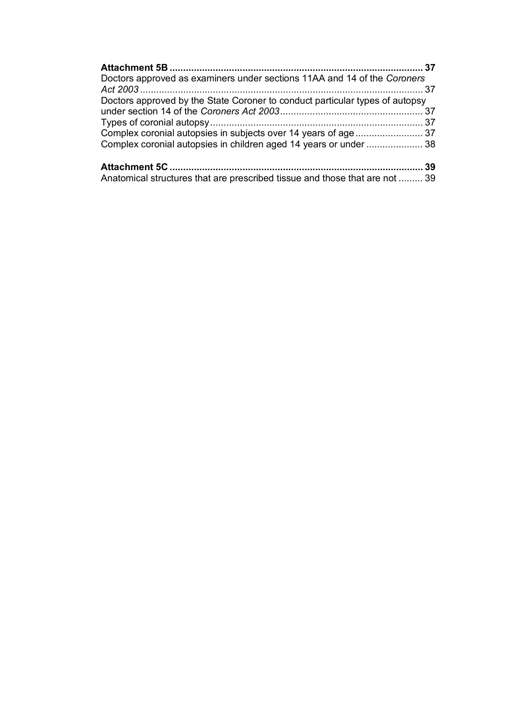**Attachment 5B** ..... **37**

Doctors approved as examiners under sections 11AA and 14 of the *Coroners Act 2003* ..... 37

Doctors approved by the State Coroner to conduct particular types of autopsy under section 14 of the *Coroners Act 2003* ..... 37

Types of coronial autopsy ..... 37

Complex coronial autopsies in subjects over 14 years of age ..... 37

Complex coronial autopsies in children aged 14 years or under ..... 38

**Attachment 5C** ..... **39**

Anatomical structures that are prescribed tissue and those that are not ..... 39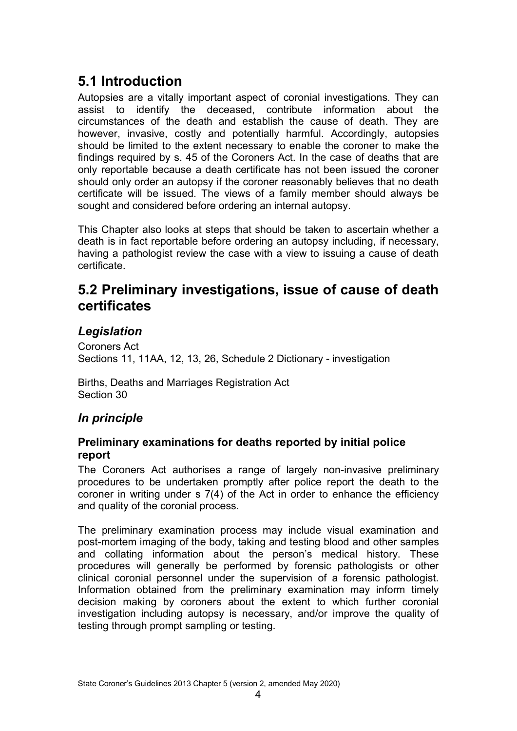## 5.1 Introduction

Autopsies are a vitally important aspect of coronial investigations. They can assist to identify the deceased, contribute information about the circumstances of the death and establish the cause of death. They are however, invasive, costly and potentially harmful. Accordingly, autopsies should be limited to the extent necessary to enable the coroner to make the findings required by s. 45 of the Coroners Act. In the case of deaths that are only reportable because a death certificate has not been issued the coroner should only order an autopsy if the coroner reasonably believes that no death certificate will be issued. The views of a family member should always be sought and considered before ordering an internal autopsy.

This Chapter also looks at steps that should be taken to ascertain whether a death is in fact reportable before ordering an autopsy including, if necessary, having a pathologist review the case with a view to issuing a cause of death certificate.

## 5.2 Preliminary investigations, issue of cause of death certificates

### *Legislation*

Coroners Act
Sections 11, 11AA, 12, 13, 26, Schedule 2 Dictionary - investigation

Births, Deaths and Marriages Registration Act
Section 30

### *In principle*

#### Preliminary examinations for deaths reported by initial police report

The Coroners Act authorises a range of largely non-invasive preliminary procedures to be undertaken promptly after police report the death to the coroner in writing under s 7(4) of the Act in order to enhance the efficiency and quality of the coronial process.

The preliminary examination process may include visual examination and post-mortem imaging of the body, taking and testing blood and other samples and collating information about the person's medical history. These procedures will generally be performed by forensic pathologists or other clinical coronial personnel under the supervision of a forensic pathologist. Information obtained from the preliminary examination may inform timely decision making by coroners about the extent to which further coronial investigation including autopsy is necessary, and/or improve the quality of testing through prompt sampling or testing.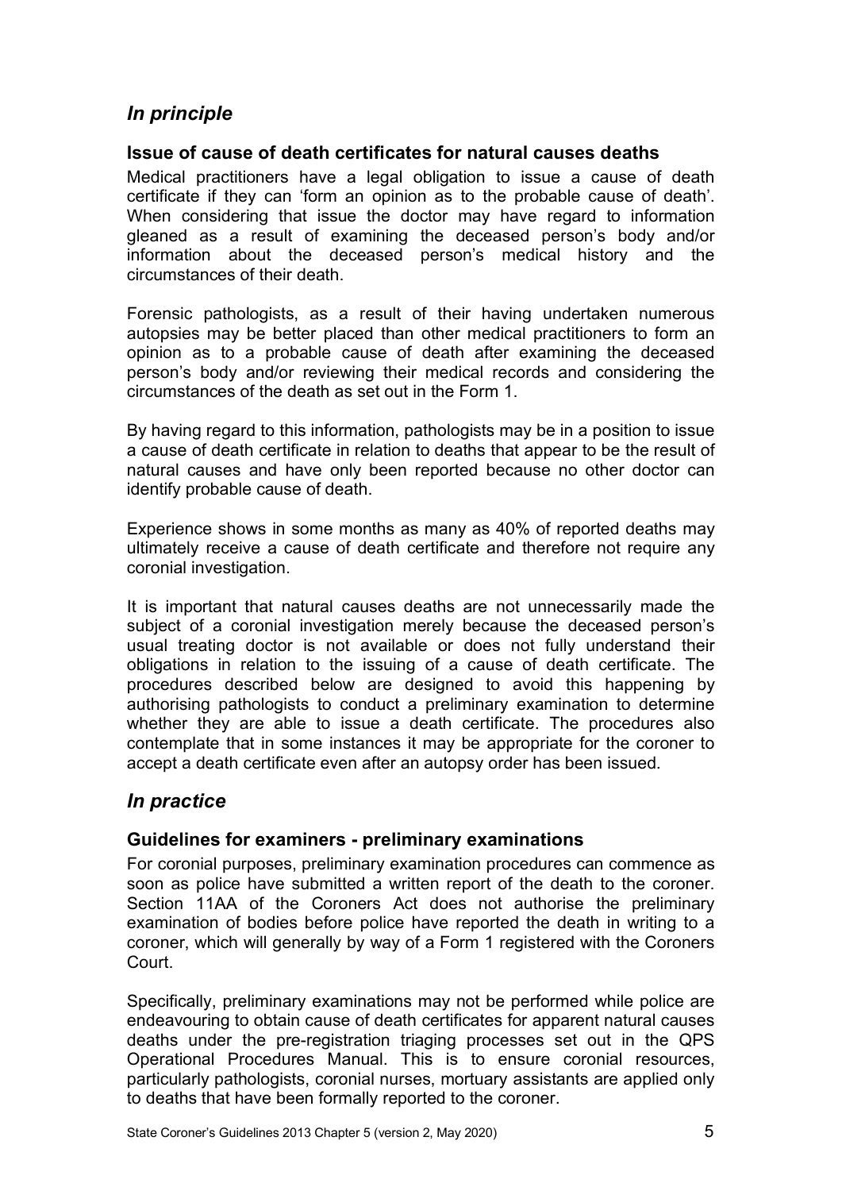## *In principle*

### Issue of cause of death certificates for natural causes deaths

Medical practitioners have a legal obligation to issue a cause of death certificate if they can 'form an opinion as to the probable cause of death'. When considering that issue the doctor may have regard to information gleaned as a result of examining the deceased person's body and/or information about the deceased person's medical history and the circumstances of their death.

Forensic pathologists, as a result of their having undertaken numerous autopsies may be better placed than other medical practitioners to form an opinion as to a probable cause of death after examining the deceased person's body and/or reviewing their medical records and considering the circumstances of the death as set out in the Form 1.

By having regard to this information, pathologists may be in a position to issue a cause of death certificate in relation to deaths that appear to be the result of natural causes and have only been reported because no other doctor can identify probable cause of death.

Experience shows in some months as many as 40% of reported deaths may ultimately receive a cause of death certificate and therefore not require any coronial investigation.

It is important that natural causes deaths are not unnecessarily made the subject of a coronial investigation merely because the deceased person's usual treating doctor is not available or does not fully understand their obligations in relation to the issuing of a cause of death certificate. The procedures described below are designed to avoid this happening by authorising pathologists to conduct a preliminary examination to determine whether they are able to issue a death certificate. The procedures also contemplate that in some instances it may be appropriate for the coroner to accept a death certificate even after an autopsy order has been issued.

## *In practice*

### Guidelines for examiners - preliminary examinations

For coronial purposes, preliminary examination procedures can commence as soon as police have submitted a written report of the death to the coroner. Section 11AA of the Coroners Act does not authorise the preliminary examination of bodies before police have reported the death in writing to a coroner, which will generally by way of a Form 1 registered with the Coroners Court.

Specifically, preliminary examinations may not be performed while police are endeavouring to obtain cause of death certificates for apparent natural causes deaths under the pre-registration triaging processes set out in the QPS Operational Procedures Manual. This is to ensure coronial resources, particularly pathologists, coronial nurses, mortuary assistants are applied only to deaths that have been formally reported to the coroner.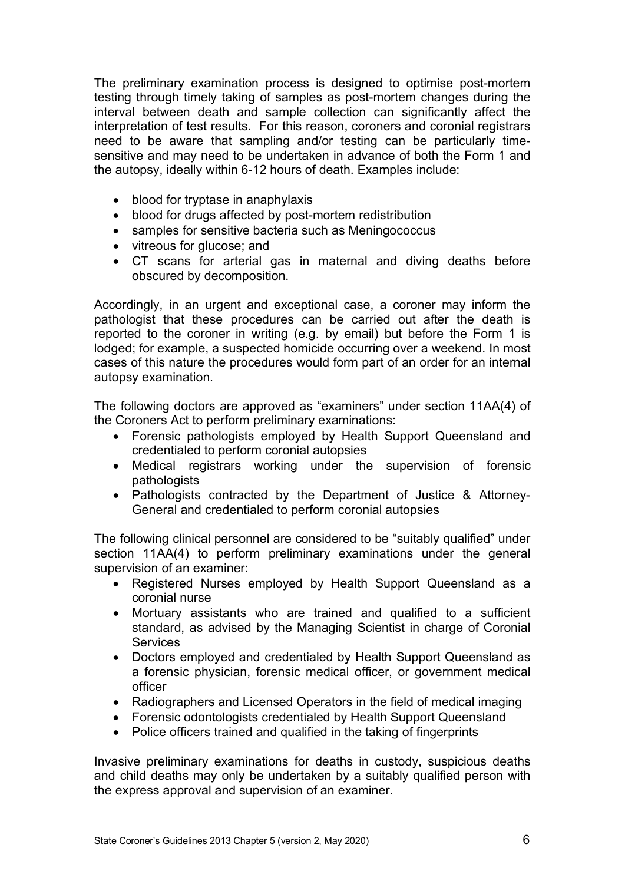The preliminary examination process is designed to optimise post-mortem testing through timely taking of samples as post-mortem changes during the interval between death and sample collection can significantly affect the interpretation of test results. For this reason, coroners and coronial registrars need to be aware that sampling and/or testing can be particularly time-sensitive and may need to be undertaken in advance of both the Form 1 and the autopsy, ideally within 6-12 hours of death. Examples include:

- blood for tryptase in anaphylaxis
- blood for drugs affected by post-mortem redistribution
- samples for sensitive bacteria such as Meningococcus
- vitreous for glucose; and
- CT scans for arterial gas in maternal and diving deaths before obscured by decomposition.

Accordingly, in an urgent and exceptional case, a coroner may inform the pathologist that these procedures can be carried out after the death is reported to the coroner in writing (e.g. by email) but before the Form 1 is lodged; for example, a suspected homicide occurring over a weekend. In most cases of this nature the procedures would form part of an order for an internal autopsy examination.

The following doctors are approved as "examiners" under section 11AA(4) of the Coroners Act to perform preliminary examinations:

- Forensic pathologists employed by Health Support Queensland and credentialed to perform coronial autopsies
- Medical registrars working under the supervision of forensic pathologists
- Pathologists contracted by the Department of Justice & Attorney-General and credentialed to perform coronial autopsies

The following clinical personnel are considered to be "suitably qualified" under section 11AA(4) to perform preliminary examinations under the general supervision of an examiner:

- Registered Nurses employed by Health Support Queensland as a coronial nurse
- Mortuary assistants who are trained and qualified to a sufficient standard, as advised by the Managing Scientist in charge of Coronial Services
- Doctors employed and credentialed by Health Support Queensland as a forensic physician, forensic medical officer, or government medical officer
- Radiographers and Licensed Operators in the field of medical imaging
- Forensic odontologists credentialed by Health Support Queensland
- Police officers trained and qualified in the taking of fingerprints

Invasive preliminary examinations for deaths in custody, suspicious deaths and child deaths may only be undertaken by a suitably qualified person with the express approval and supervision of an examiner.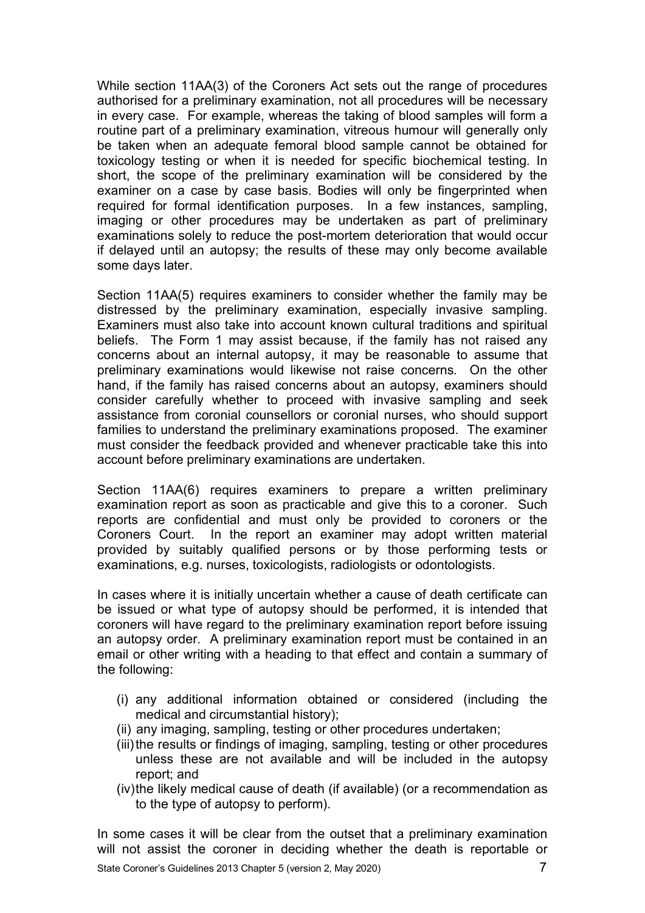While section 11AA(3) of the Coroners Act sets out the range of procedures authorised for a preliminary examination, not all procedures will be necessary in every case. For example, whereas the taking of blood samples will form a routine part of a preliminary examination, vitreous humour will generally only be taken when an adequate femoral blood sample cannot be obtained for toxicology testing or when it is needed for specific biochemical testing. In short, the scope of the preliminary examination will be considered by the examiner on a case by case basis. Bodies will only be fingerprinted when required for formal identification purposes. In a few instances, sampling, imaging or other procedures may be undertaken as part of preliminary examinations solely to reduce the post-mortem deterioration that would occur if delayed until an autopsy; the results of these may only become available some days later.

Section 11AA(5) requires examiners to consider whether the family may be distressed by the preliminary examination, especially invasive sampling. Examiners must also take into account known cultural traditions and spiritual beliefs. The Form 1 may assist because, if the family has not raised any concerns about an internal autopsy, it may be reasonable to assume that preliminary examinations would likewise not raise concerns. On the other hand, if the family has raised concerns about an autopsy, examiners should consider carefully whether to proceed with invasive sampling and seek assistance from coronial counsellors or coronial nurses, who should support families to understand the preliminary examinations proposed. The examiner must consider the feedback provided and whenever practicable take this into account before preliminary examinations are undertaken.

Section 11AA(6) requires examiners to prepare a written preliminary examination report as soon as practicable and give this to a coroner. Such reports are confidential and must only be provided to coroners or the Coroners Court. In the report an examiner may adopt written material provided by suitably qualified persons or by those performing tests or examinations, e.g. nurses, toxicologists, radiologists or odontologists.

In cases where it is initially uncertain whether a cause of death certificate can be issued or what type of autopsy should be performed, it is intended that coroners will have regard to the preliminary examination report before issuing an autopsy order. A preliminary examination report must be contained in an email or other writing with a heading to that effect and contain a summary of the following:

- (i) any additional information obtained or considered (including the medical and circumstantial history);
- (ii) any imaging, sampling, testing or other procedures undertaken;
- (iii) the results or findings of imaging, sampling, testing or other procedures unless these are not available and will be included in the autopsy report; and
- (iv) the likely medical cause of death (if available) (or a recommendation as to the type of autopsy to perform).

In some cases it will be clear from the outset that a preliminary examination will not assist the coroner in deciding whether the death is reportable or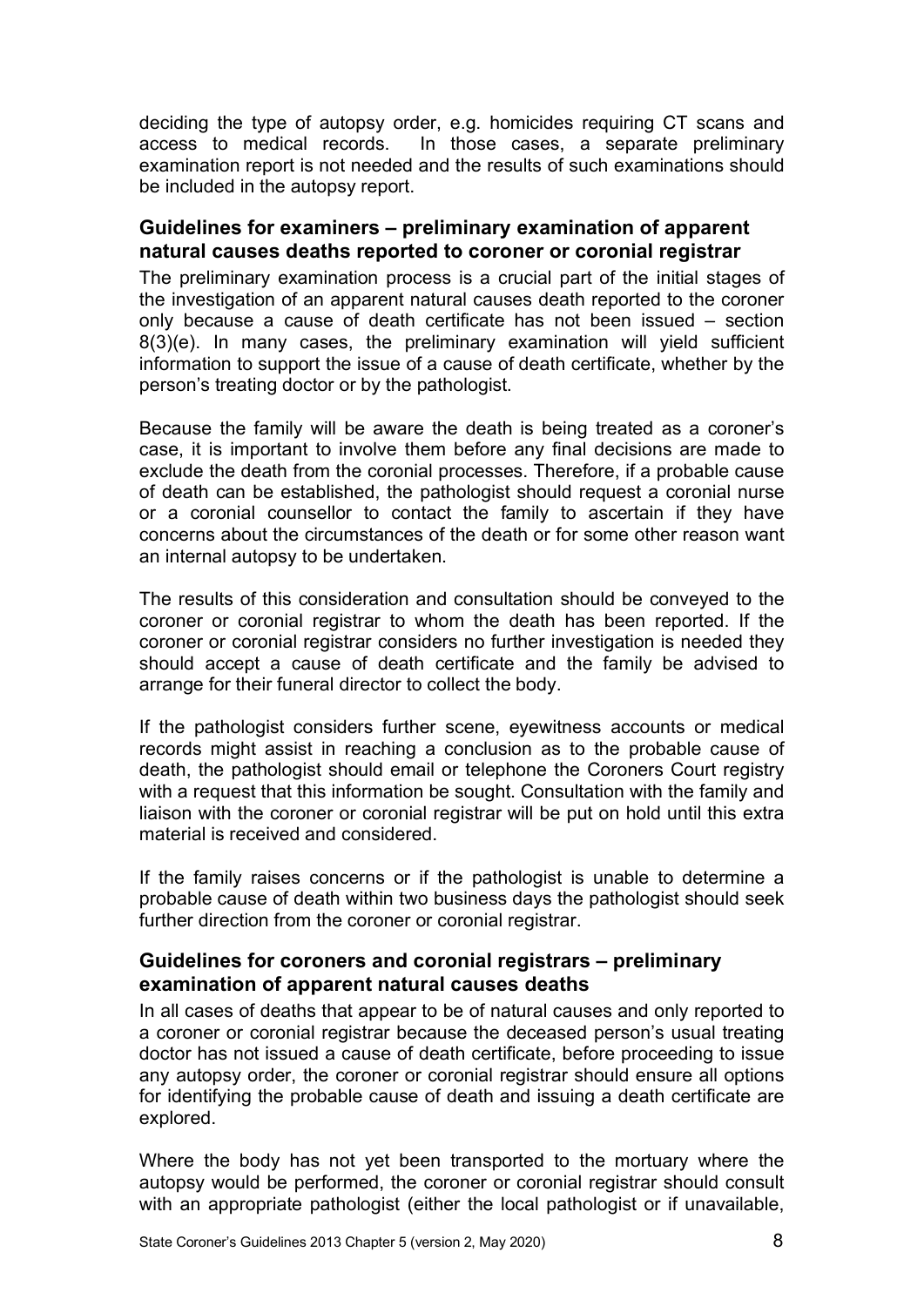deciding the type of autopsy order, e.g. homicides requiring CT scans and access to medical records. In those cases, a separate preliminary examination report is not needed and the results of such examinations should be included in the autopsy report.

### Guidelines for examiners – preliminary examination of apparent natural causes deaths reported to coroner or coronial registrar

The preliminary examination process is a crucial part of the initial stages of the investigation of an apparent natural causes death reported to the coroner only because a cause of death certificate has not been issued – section 8(3)(e). In many cases, the preliminary examination will yield sufficient information to support the issue of a cause of death certificate, whether by the person's treating doctor or by the pathologist.

Because the family will be aware the death is being treated as a coroner's case, it is important to involve them before any final decisions are made to exclude the death from the coronial processes. Therefore, if a probable cause of death can be established, the pathologist should request a coronial nurse or a coronial counsellor to contact the family to ascertain if they have concerns about the circumstances of the death or for some other reason want an internal autopsy to be undertaken.

The results of this consideration and consultation should be conveyed to the coroner or coronial registrar to whom the death has been reported. If the coroner or coronial registrar considers no further investigation is needed they should accept a cause of death certificate and the family be advised to arrange for their funeral director to collect the body.

If the pathologist considers further scene, eyewitness accounts or medical records might assist in reaching a conclusion as to the probable cause of death, the pathologist should email or telephone the Coroners Court registry with a request that this information be sought. Consultation with the family and liaison with the coroner or coronial registrar will be put on hold until this extra material is received and considered.

If the family raises concerns or if the pathologist is unable to determine a probable cause of death within two business days the pathologist should seek further direction from the coroner or coronial registrar.

### Guidelines for coroners and coronial registrars – preliminary examination of apparent natural causes deaths

In all cases of deaths that appear to be of natural causes and only reported to a coroner or coronial registrar because the deceased person's usual treating doctor has not issued a cause of death certificate, before proceeding to issue any autopsy order, the coroner or coronial registrar should ensure all options for identifying the probable cause of death and issuing a death certificate are explored.

Where the body has not yet been transported to the mortuary where the autopsy would be performed, the coroner or coronial registrar should consult with an appropriate pathologist (either the local pathologist or if unavailable,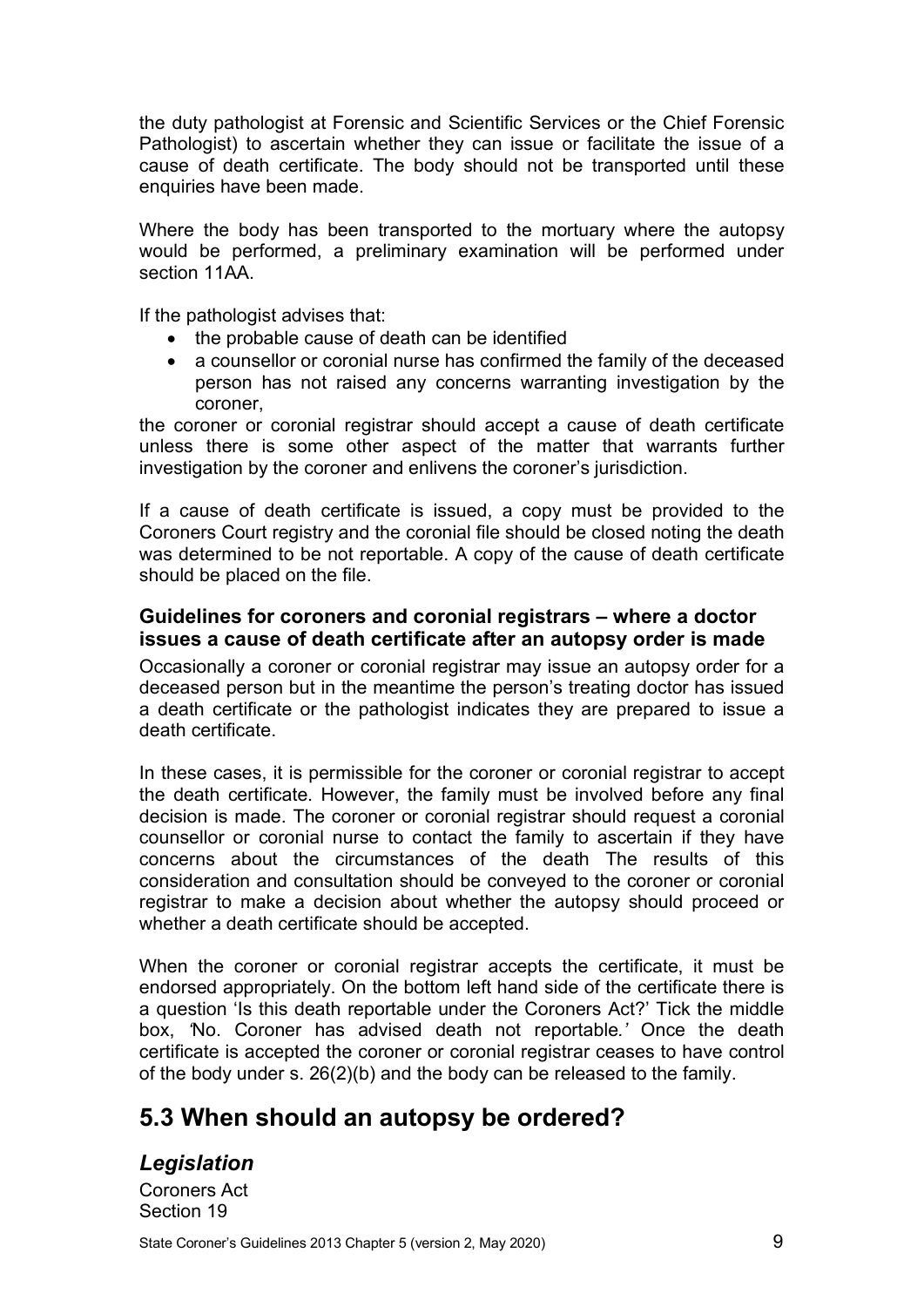the duty pathologist at Forensic and Scientific Services or the Chief Forensic Pathologist) to ascertain whether they can issue or facilitate the issue of a cause of death certificate. The body should not be transported until these enquiries have been made.

Where the body has been transported to the mortuary where the autopsy would be performed, a preliminary examination will be performed under section 11AA.

If the pathologist advises that:

- the probable cause of death can be identified
- a counsellor or coronial nurse has confirmed the family of the deceased person has not raised any concerns warranting investigation by the coroner,

the coroner or coronial registrar should accept a cause of death certificate unless there is some other aspect of the matter that warrants further investigation by the coroner and enlivens the coroner's jurisdiction.

If a cause of death certificate is issued, a copy must be provided to the Coroners Court registry and the coronial file should be closed noting the death was determined to be not reportable. A copy of the cause of death certificate should be placed on the file.

#### Guidelines for coroners and coronial registrars – where a doctor issues a cause of death certificate after an autopsy order is made

Occasionally a coroner or coronial registrar may issue an autopsy order for a deceased person but in the meantime the person's treating doctor has issued a death certificate or the pathologist indicates they are prepared to issue a death certificate.

In these cases, it is permissible for the coroner or coronial registrar to accept the death certificate. However, the family must be involved before any final decision is made. The coroner or coronial registrar should request a coronial counsellor or coronial nurse to contact the family to ascertain if they have concerns about the circumstances of the death The results of this consideration and consultation should be conveyed to the coroner or coronial registrar to make a decision about whether the autopsy should proceed or whether a death certificate should be accepted.

When the coroner or coronial registrar accepts the certificate, it must be endorsed appropriately. On the bottom left hand side of the certificate there is a question 'Is this death reportable under the Coroners Act?' Tick the middle box, *'No. Coroner has advised death not reportable.'* Once the death certificate is accepted the coroner or coronial registrar ceases to have control of the body under s. 26(2)(b) and the body can be released to the family.

## 5.3 When should an autopsy be ordered?

### *Legislation*

Coroners Act
Section 19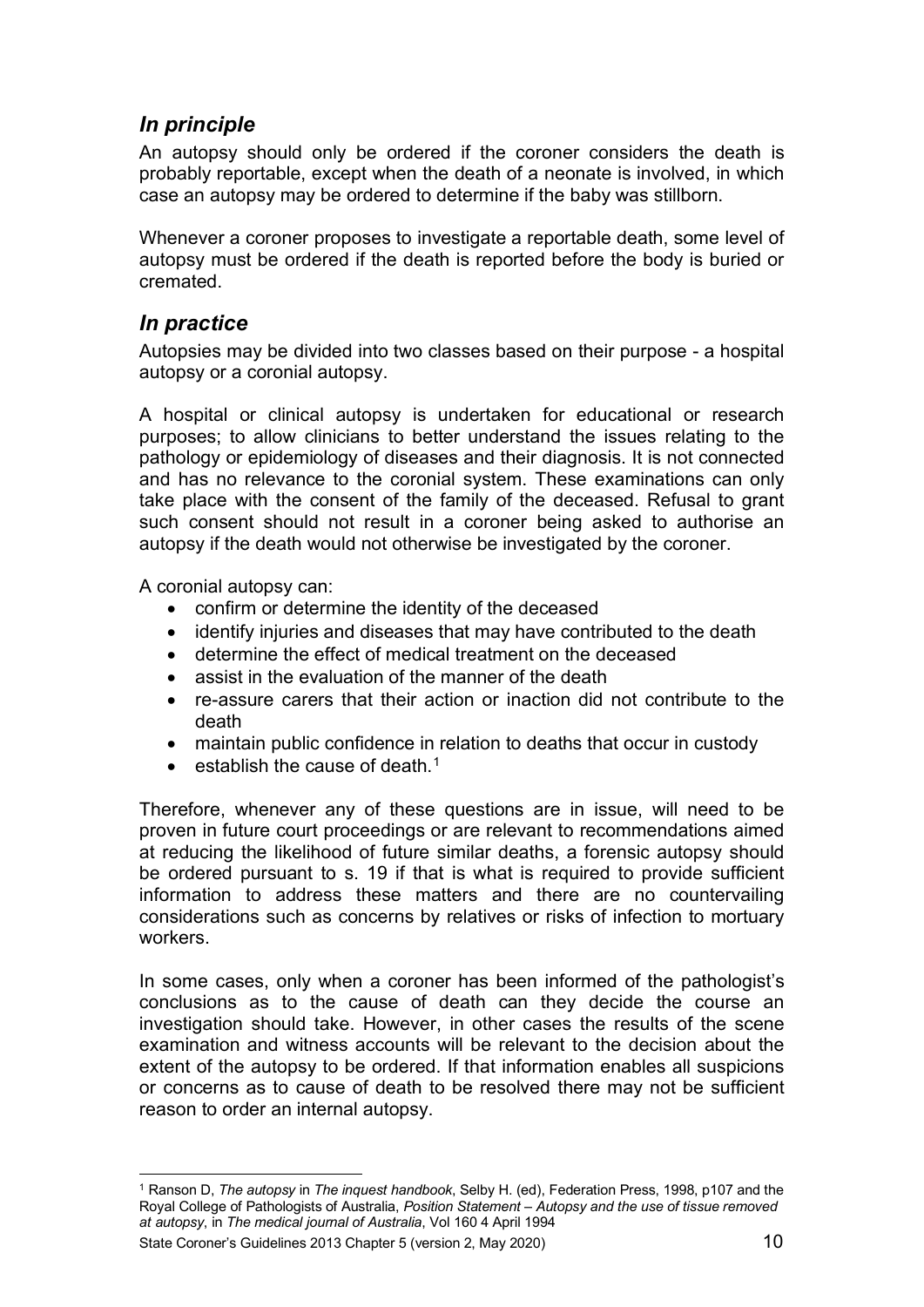## *In principle*

An autopsy should only be ordered if the coroner considers the death is probably reportable, except when the death of a neonate is involved, in which case an autopsy may be ordered to determine if the baby was stillborn.

Whenever a coroner proposes to investigate a reportable death, some level of autopsy must be ordered if the death is reported before the body is buried or cremated.

## *In practice*

Autopsies may be divided into two classes based on their purpose - a hospital autopsy or a coronial autopsy.

A hospital or clinical autopsy is undertaken for educational or research purposes; to allow clinicians to better understand the issues relating to the pathology or epidemiology of diseases and their diagnosis. It is not connected and has no relevance to the coronial system. These examinations can only take place with the consent of the family of the deceased. Refusal to grant such consent should not result in a coroner being asked to authorise an autopsy if the death would not otherwise be investigated by the coroner.

A coronial autopsy can:

- confirm or determine the identity of the deceased
- identify injuries and diseases that may have contributed to the death
- determine the effect of medical treatment on the deceased
- assist in the evaluation of the manner of the death
- re-assure carers that their action or inaction did not contribute to the death
- maintain public confidence in relation to deaths that occur in custody
- establish the cause of death.[1]

Therefore, whenever any of these questions are in issue, will need to be proven in future court proceedings or are relevant to recommendations aimed at reducing the likelihood of future similar deaths, a forensic autopsy should be ordered pursuant to s. 19 if that is what is required to provide sufficient information to address these matters and there are no countervailing considerations such as concerns by relatives or risks of infection to mortuary workers.

In some cases, only when a coroner has been informed of the pathologist's conclusions as to the cause of death can they decide the course an investigation should take. However, in other cases the results of the scene examination and witness accounts will be relevant to the decision about the extent of the autopsy to be ordered. If that information enables all suspicions or concerns as to cause of death to be resolved there may not be sufficient reason to order an internal autopsy.

[1] Ranson D, *The autopsy* in *The inquest handbook*, Selby H. (ed), Federation Press, 1998, p107 and the Royal College of Pathologists of Australia, *Position Statement – Autopsy and the use of tissue removed at autopsy*, in *The medical journal of Australia*, Vol 160 4 April 1994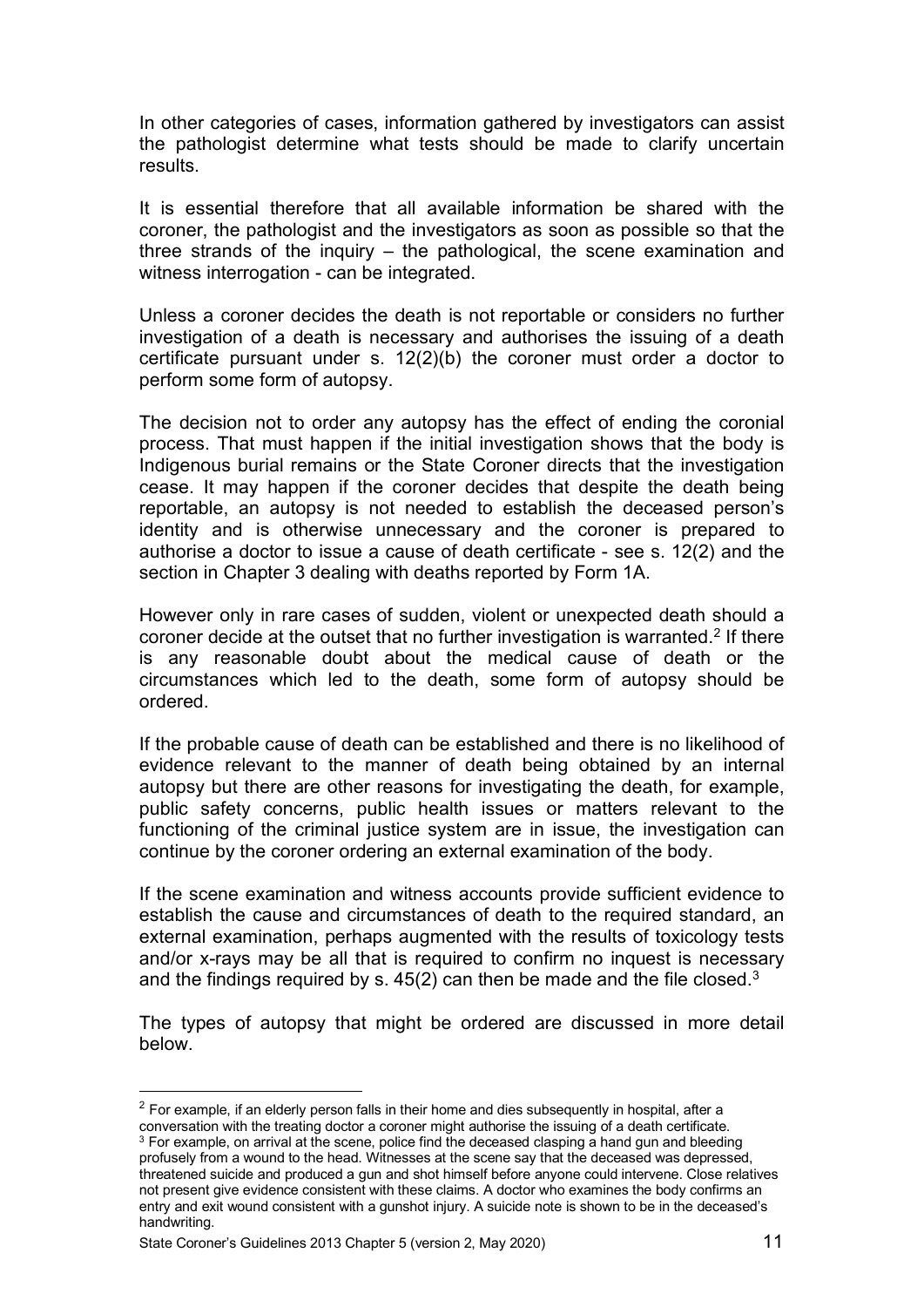In other categories of cases, information gathered by investigators can assist the pathologist determine what tests should be made to clarify uncertain results.

It is essential therefore that all available information be shared with the coroner, the pathologist and the investigators as soon as possible so that the three strands of the inquiry – the pathological, the scene examination and witness interrogation - can be integrated.

Unless a coroner decides the death is not reportable or considers no further investigation of a death is necessary and authorises the issuing of a death certificate pursuant under s. 12(2)(b) the coroner must order a doctor to perform some form of autopsy.

The decision not to order any autopsy has the effect of ending the coronial process. That must happen if the initial investigation shows that the body is Indigenous burial remains or the State Coroner directs that the investigation cease. It may happen if the coroner decides that despite the death being reportable, an autopsy is not needed to establish the deceased person's identity and is otherwise unnecessary and the coroner is prepared to authorise a doctor to issue a cause of death certificate - see s. 12(2) and the section in Chapter 3 dealing with deaths reported by Form 1A.

However only in rare cases of sudden, violent or unexpected death should a coroner decide at the outset that no further investigation is warranted.[2] If there is any reasonable doubt about the medical cause of death or the circumstances which led to the death, some form of autopsy should be ordered.

If the probable cause of death can be established and there is no likelihood of evidence relevant to the manner of death being obtained by an internal autopsy but there are other reasons for investigating the death, for example, public safety concerns, public health issues or matters relevant to the functioning of the criminal justice system are in issue, the investigation can continue by the coroner ordering an external examination of the body.

If the scene examination and witness accounts provide sufficient evidence to establish the cause and circumstances of death to the required standard, an external examination, perhaps augmented with the results of toxicology tests and/or x-rays may be all that is required to confirm no inquest is necessary and the findings required by s. 45(2) can then be made and the file closed.[3]

The types of autopsy that might be ordered are discussed in more detail below.

---

[2] For example, if an elderly person falls in their home and dies subsequently in hospital, after a conversation with the treating doctor a coroner might authorise the issuing of a death certificate.

[3] For example, on arrival at the scene, police find the deceased clasping a hand gun and bleeding profusely from a wound to the head. Witnesses at the scene say that the deceased was depressed, threatened suicide and produced a gun and shot himself before anyone could intervene. Close relatives not present give evidence consistent with these claims. A doctor who examines the body confirms an entry and exit wound consistent with a gunshot injury. A suicide note is shown to be in the deceased's handwriting.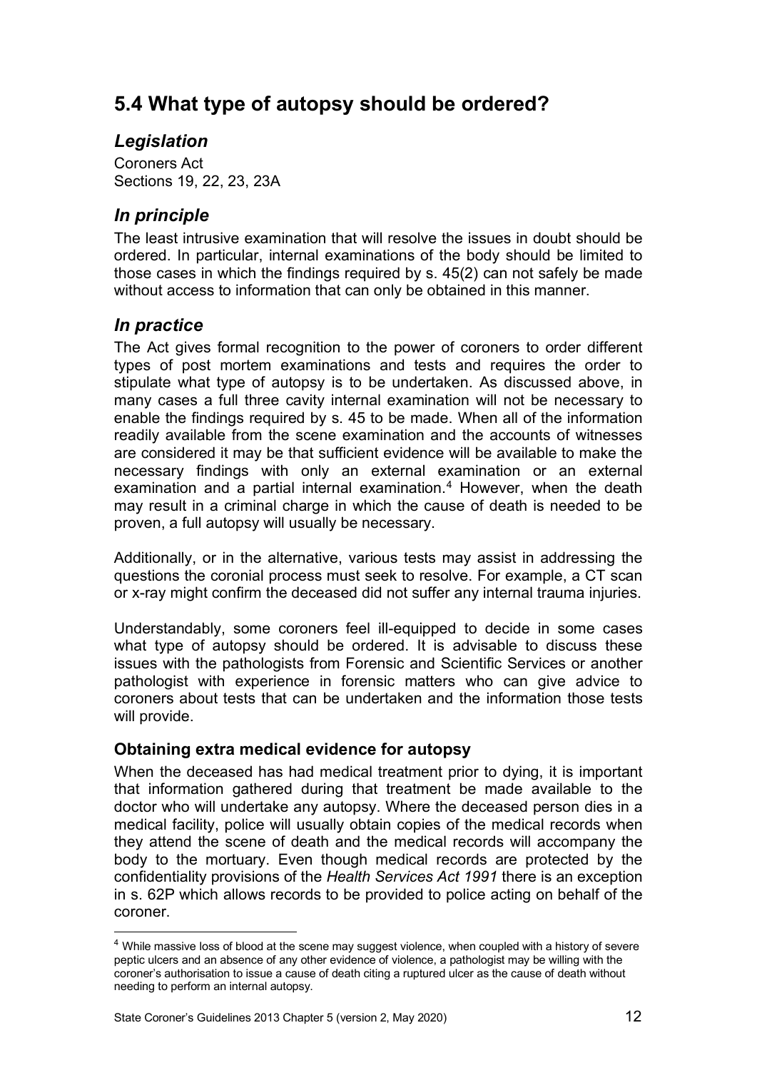## 5.4 What type of autopsy should be ordered?

### *Legislation*

Coroners Act
Sections 19, 22, 23, 23A

### *In principle*

The least intrusive examination that will resolve the issues in doubt should be ordered. In particular, internal examinations of the body should be limited to those cases in which the findings required by s. 45(2) can not safely be made without access to information that can only be obtained in this manner.

### *In practice*

The Act gives formal recognition to the power of coroners to order different types of post mortem examinations and tests and requires the order to stipulate what type of autopsy is to be undertaken. As discussed above, in many cases a full three cavity internal examination will not be necessary to enable the findings required by s. 45 to be made. When all of the information readily available from the scene examination and the accounts of witnesses are considered it may be that sufficient evidence will be available to make the necessary findings with only an external examination or an external examination and a partial internal examination.[4] However, when the death may result in a criminal charge in which the cause of death is needed to be proven, a full autopsy will usually be necessary.

Additionally, or in the alternative, various tests may assist in addressing the questions the coronial process must seek to resolve. For example, a CT scan or x-ray might confirm the deceased did not suffer any internal trauma injuries.

Understandably, some coroners feel ill-equipped to decide in some cases what type of autopsy should be ordered. It is advisable to discuss these issues with the pathologists from Forensic and Scientific Services or another pathologist with experience in forensic matters who can give advice to coroners about tests that can be undertaken and the information those tests will provide.

#### Obtaining extra medical evidence for autopsy

When the deceased has had medical treatment prior to dying, it is important that information gathered during that treatment be made available to the doctor who will undertake any autopsy. Where the deceased person dies in a medical facility, police will usually obtain copies of the medical records when they attend the scene of death and the medical records will accompany the body to the mortuary. Even though medical records are protected by the confidentiality provisions of the *Health Services Act 1991* there is an exception in s. 62P which allows records to be provided to police acting on behalf of the coroner.

[4] While massive loss of blood at the scene may suggest violence, when coupled with a history of severe peptic ulcers and an absence of any other evidence of violence, a pathologist may be willing with the coroner's authorisation to issue a cause of death citing a ruptured ulcer as the cause of death without needing to perform an internal autopsy.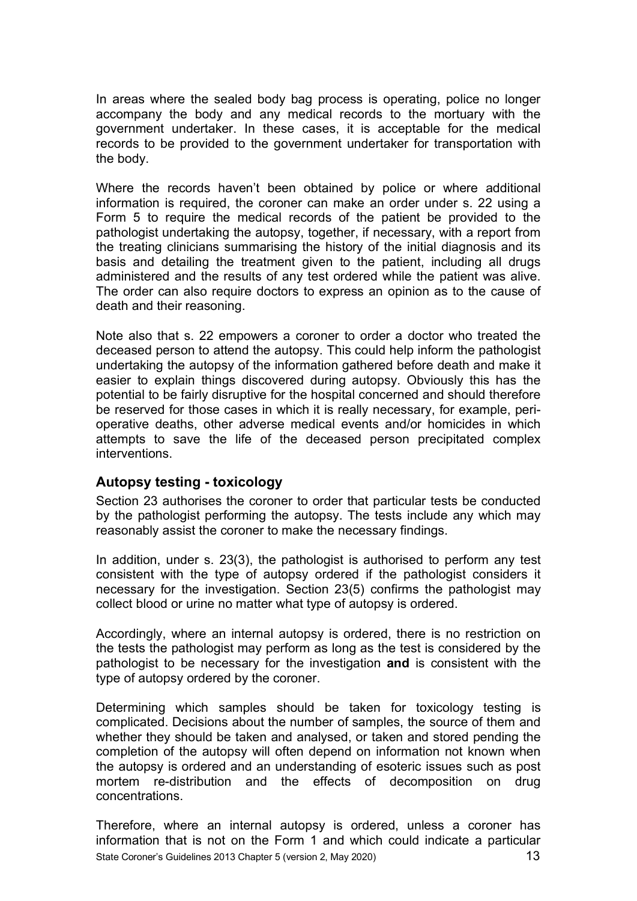In areas where the sealed body bag process is operating, police no longer accompany the body and any medical records to the mortuary with the government undertaker. In these cases, it is acceptable for the medical records to be provided to the government undertaker for transportation with the body.

Where the records haven't been obtained by police or where additional information is required, the coroner can make an order under s. 22 using a Form 5 to require the medical records of the patient be provided to the pathologist undertaking the autopsy, together, if necessary, with a report from the treating clinicians summarising the history of the initial diagnosis and its basis and detailing the treatment given to the patient, including all drugs administered and the results of any test ordered while the patient was alive. The order can also require doctors to express an opinion as to the cause of death and their reasoning.

Note also that s. 22 empowers a coroner to order a doctor who treated the deceased person to attend the autopsy. This could help inform the pathologist undertaking the autopsy of the information gathered before death and make it easier to explain things discovered during autopsy. Obviously this has the potential to be fairly disruptive for the hospital concerned and should therefore be reserved for those cases in which it is really necessary, for example, peri-operative deaths, other adverse medical events and/or homicides in which attempts to save the life of the deceased person precipitated complex interventions.

### Autopsy testing - toxicology

Section 23 authorises the coroner to order that particular tests be conducted by the pathologist performing the autopsy. The tests include any which may reasonably assist the coroner to make the necessary findings.

In addition, under s. 23(3), the pathologist is authorised to perform any test consistent with the type of autopsy ordered if the pathologist considers it necessary for the investigation. Section 23(5) confirms the pathologist may collect blood or urine no matter what type of autopsy is ordered.

Accordingly, where an internal autopsy is ordered, there is no restriction on the tests the pathologist may perform as long as the test is considered by the pathologist to be necessary for the investigation **and** is consistent with the type of autopsy ordered by the coroner.

Determining which samples should be taken for toxicology testing is complicated. Decisions about the number of samples, the source of them and whether they should be taken and analysed, or taken and stored pending the completion of the autopsy will often depend on information not known when the autopsy is ordered and an understanding of esoteric issues such as post mortem re-distribution and the effects of decomposition on drug concentrations.

Therefore, where an internal autopsy is ordered, unless a coroner has information that is not on the Form 1 and which could indicate a particular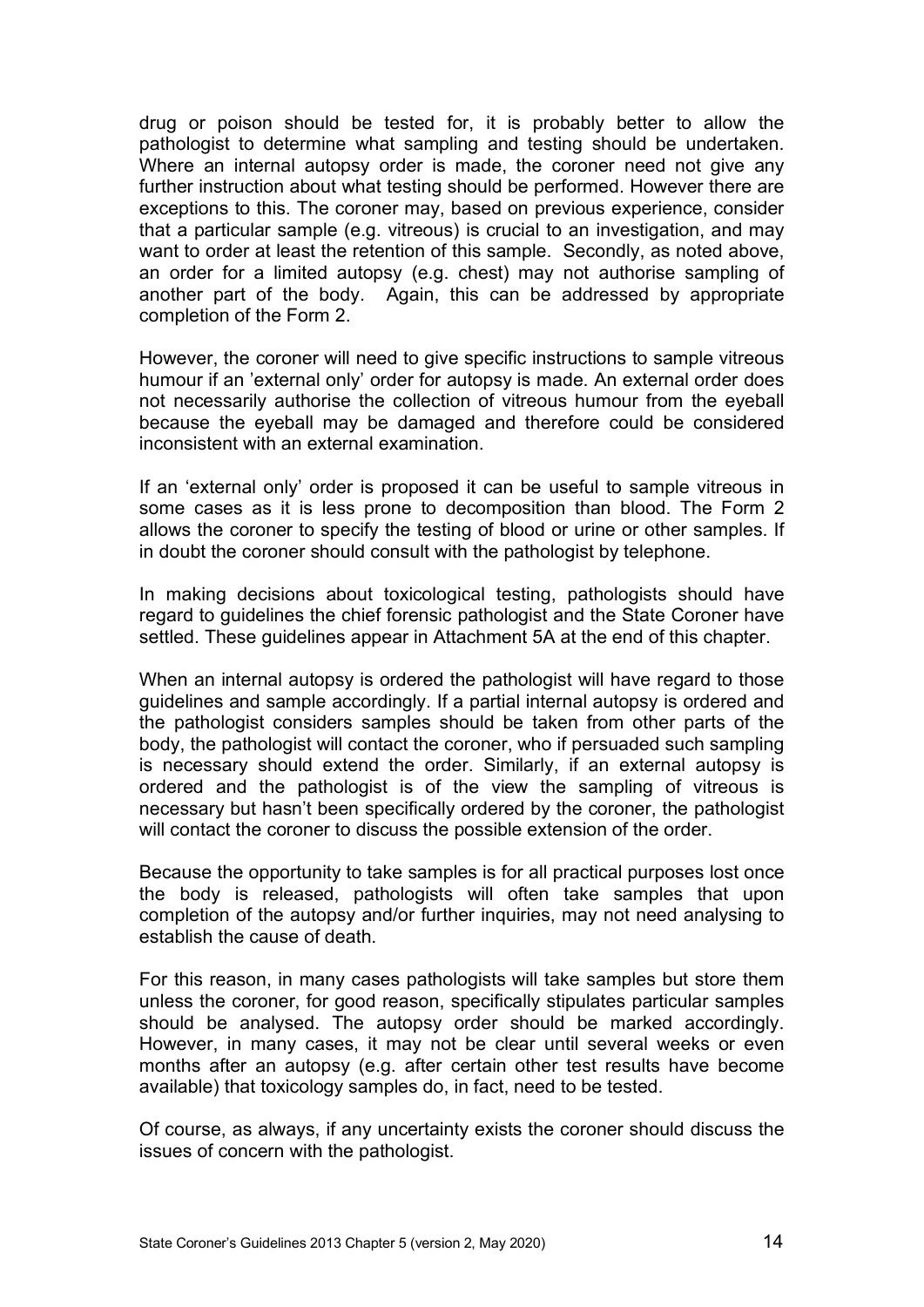drug or poison should be tested for, it is probably better to allow the pathologist to determine what sampling and testing should be undertaken. Where an internal autopsy order is made, the coroner need not give any further instruction about what testing should be performed. However there are exceptions to this. The coroner may, based on previous experience, consider that a particular sample (e.g. vitreous) is crucial to an investigation, and may want to order at least the retention of this sample. Secondly, as noted above, an order for a limited autopsy (e.g. chest) may not authorise sampling of another part of the body. Again, this can be addressed by appropriate completion of the Form 2.

However, the coroner will need to give specific instructions to sample vitreous humour if an 'external only' order for autopsy is made. An external order does not necessarily authorise the collection of vitreous humour from the eyeball because the eyeball may be damaged and therefore could be considered inconsistent with an external examination.

If an 'external only' order is proposed it can be useful to sample vitreous in some cases as it is less prone to decomposition than blood. The Form 2 allows the coroner to specify the testing of blood or urine or other samples. If in doubt the coroner should consult with the pathologist by telephone.

In making decisions about toxicological testing, pathologists should have regard to guidelines the chief forensic pathologist and the State Coroner have settled. These guidelines appear in Attachment 5A at the end of this chapter.

When an internal autopsy is ordered the pathologist will have regard to those guidelines and sample accordingly. If a partial internal autopsy is ordered and the pathologist considers samples should be taken from other parts of the body, the pathologist will contact the coroner, who if persuaded such sampling is necessary should extend the order. Similarly, if an external autopsy is ordered and the pathologist is of the view the sampling of vitreous is necessary but hasn't been specifically ordered by the coroner, the pathologist will contact the coroner to discuss the possible extension of the order.

Because the opportunity to take samples is for all practical purposes lost once the body is released, pathologists will often take samples that upon completion of the autopsy and/or further inquiries, may not need analysing to establish the cause of death.

For this reason, in many cases pathologists will take samples but store them unless the coroner, for good reason, specifically stipulates particular samples should be analysed. The autopsy order should be marked accordingly. However, in many cases, it may not be clear until several weeks or even months after an autopsy (e.g. after certain other test results have become available) that toxicology samples do, in fact, need to be tested.

Of course, as always, if any uncertainty exists the coroner should discuss the issues of concern with the pathologist.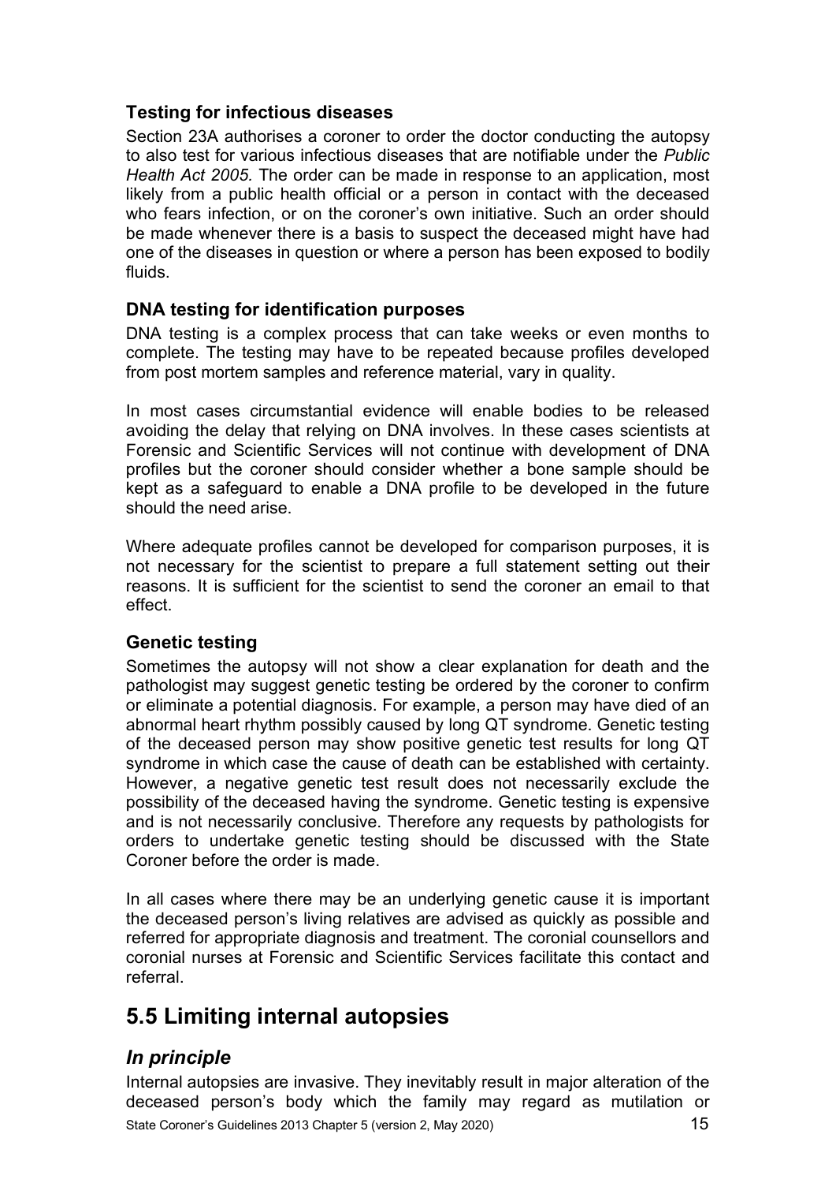### Testing for infectious diseases

Section 23A authorises a coroner to order the doctor conducting the autopsy to also test for various infectious diseases that are notifiable under the *Public Health Act 2005.* The order can be made in response to an application, most likely from a public health official or a person in contact with the deceased who fears infection, or on the coroner's own initiative. Such an order should be made whenever there is a basis to suspect the deceased might have had one of the diseases in question or where a person has been exposed to bodily fluids.

### DNA testing for identification purposes

DNA testing is a complex process that can take weeks or even months to complete. The testing may have to be repeated because profiles developed from post mortem samples and reference material, vary in quality.

In most cases circumstantial evidence will enable bodies to be released avoiding the delay that relying on DNA involves. In these cases scientists at Forensic and Scientific Services will not continue with development of DNA profiles but the coroner should consider whether a bone sample should be kept as a safeguard to enable a DNA profile to be developed in the future should the need arise.

Where adequate profiles cannot be developed for comparison purposes, it is not necessary for the scientist to prepare a full statement setting out their reasons. It is sufficient for the scientist to send the coroner an email to that effect.

### Genetic testing

Sometimes the autopsy will not show a clear explanation for death and the pathologist may suggest genetic testing be ordered by the coroner to confirm or eliminate a potential diagnosis. For example, a person may have died of an abnormal heart rhythm possibly caused by long QT syndrome. Genetic testing of the deceased person may show positive genetic test results for long QT syndrome in which case the cause of death can be established with certainty. However, a negative genetic test result does not necessarily exclude the possibility of the deceased having the syndrome. Genetic testing is expensive and is not necessarily conclusive. Therefore any requests by pathologists for orders to undertake genetic testing should be discussed with the State Coroner before the order is made.

In all cases where there may be an underlying genetic cause it is important the deceased person's living relatives are advised as quickly as possible and referred for appropriate diagnosis and treatment. The coronial counsellors and coronial nurses at Forensic and Scientific Services facilitate this contact and referral.

## 5.5 Limiting internal autopsies

### *In principle*

Internal autopsies are invasive. They inevitably result in major alteration of the deceased person's body which the family may regard as mutilation or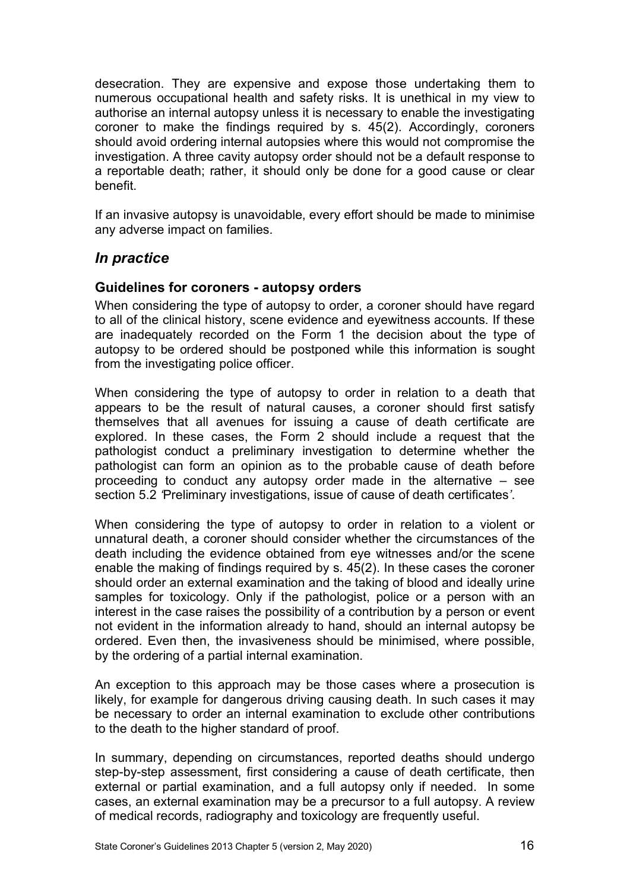desecration. They are expensive and expose those undertaking them to numerous occupational health and safety risks. It is unethical in my view to authorise an internal autopsy unless it is necessary to enable the investigating coroner to make the findings required by s. 45(2). Accordingly, coroners should avoid ordering internal autopsies where this would not compromise the investigation. A three cavity autopsy order should not be a default response to a reportable death; rather, it should only be done for a good cause or clear benefit.

If an invasive autopsy is unavoidable, every effort should be made to minimise any adverse impact on families.

## *In practice*

### Guidelines for coroners - autopsy orders

When considering the type of autopsy to order, a coroner should have regard to all of the clinical history, scene evidence and eyewitness accounts. If these are inadequately recorded on the Form 1 the decision about the type of autopsy to be ordered should be postponed while this information is sought from the investigating police officer.

When considering the type of autopsy to order in relation to a death that appears to be the result of natural causes, a coroner should first satisfy themselves that all avenues for issuing a cause of death certificate are explored. In these cases, the Form 2 should include a request that the pathologist conduct a preliminary investigation to determine whether the pathologist can form an opinion as to the probable cause of death before proceeding to conduct any autopsy order made in the alternative – see section 5.2 *'Preliminary investigations, issue of cause of death certificates'*.

When considering the type of autopsy to order in relation to a violent or unnatural death, a coroner should consider whether the circumstances of the death including the evidence obtained from eye witnesses and/or the scene enable the making of findings required by s. 45(2). In these cases the coroner should order an external examination and the taking of blood and ideally urine samples for toxicology. Only if the pathologist, police or a person with an interest in the case raises the possibility of a contribution by a person or event not evident in the information already to hand, should an internal autopsy be ordered. Even then, the invasiveness should be minimised, where possible, by the ordering of a partial internal examination.

An exception to this approach may be those cases where a prosecution is likely, for example for dangerous driving causing death. In such cases it may be necessary to order an internal examination to exclude other contributions to the death to the higher standard of proof.

In summary, depending on circumstances, reported deaths should undergo step-by-step assessment, first considering a cause of death certificate, then external or partial examination, and a full autopsy only if needed. In some cases, an external examination may be a precursor to a full autopsy. A review of medical records, radiography and toxicology are frequently useful.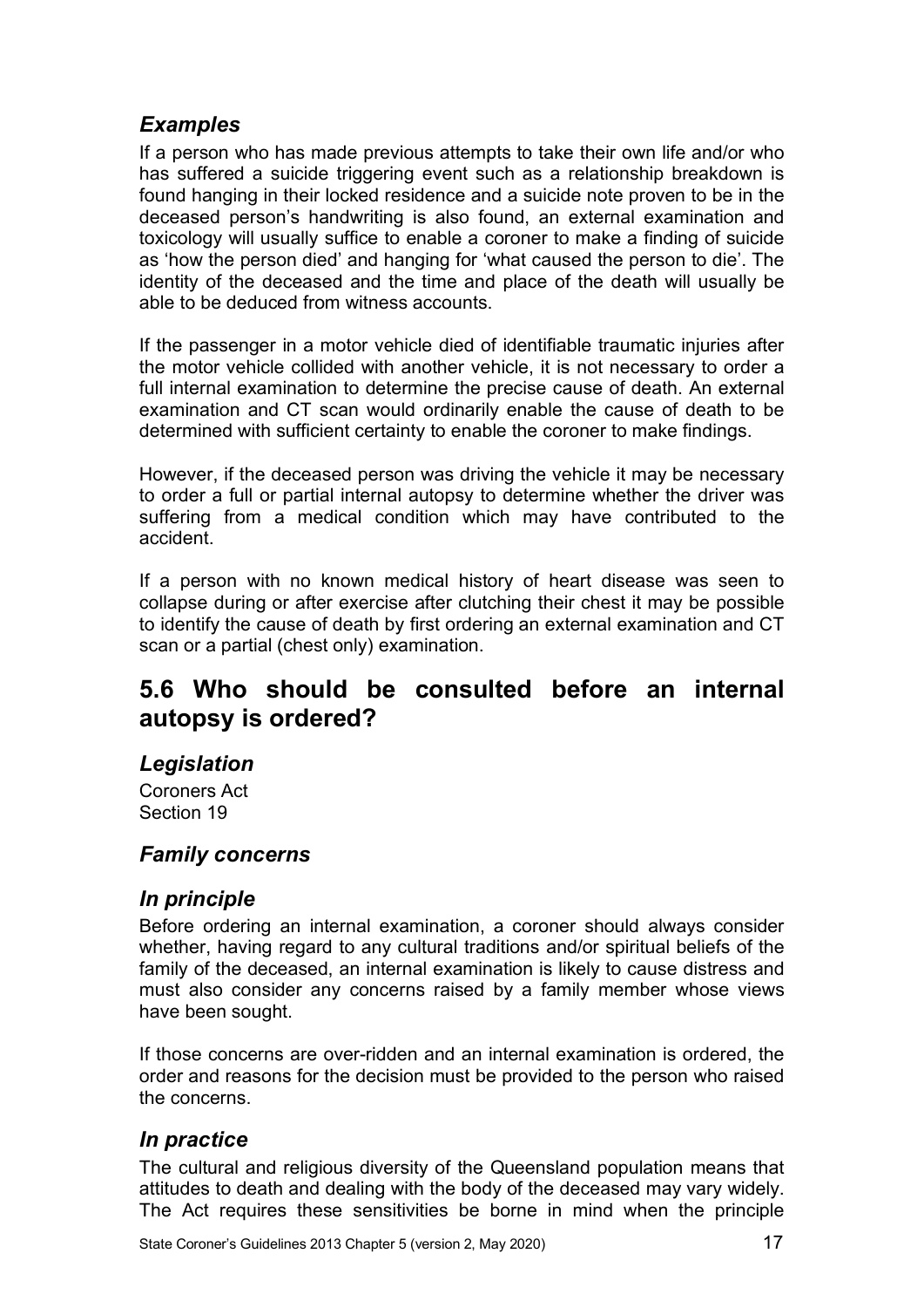### *Examples*

If a person who has made previous attempts to take their own life and/or who has suffered a suicide triggering event such as a relationship breakdown is found hanging in their locked residence and a suicide note proven to be in the deceased person's handwriting is also found, an external examination and toxicology will usually suffice to enable a coroner to make a finding of suicide as 'how the person died' and hanging for 'what caused the person to die'. The identity of the deceased and the time and place of the death will usually be able to be deduced from witness accounts.

If the passenger in a motor vehicle died of identifiable traumatic injuries after the motor vehicle collided with another vehicle, it is not necessary to order a full internal examination to determine the precise cause of death. An external examination and CT scan would ordinarily enable the cause of death to be determined with sufficient certainty to enable the coroner to make findings.

However, if the deceased person was driving the vehicle it may be necessary to order a full or partial internal autopsy to determine whether the driver was suffering from a medical condition which may have contributed to the accident.

If a person with no known medical history of heart disease was seen to collapse during or after exercise after clutching their chest it may be possible to identify the cause of death by first ordering an external examination and CT scan or a partial (chest only) examination.

## 5.6 Who should be consulted before an internal autopsy is ordered?

### *Legislation*

Coroners Act
Section 19

### *Family concerns*

### *In principle*

Before ordering an internal examination, a coroner should always consider whether, having regard to any cultural traditions and/or spiritual beliefs of the family of the deceased, an internal examination is likely to cause distress and must also consider any concerns raised by a family member whose views have been sought.

If those concerns are over-ridden and an internal examination is ordered, the order and reasons for the decision must be provided to the person who raised the concerns.

### *In practice*

The cultural and religious diversity of the Queensland population means that attitudes to death and dealing with the body of the deceased may vary widely. The Act requires these sensitivities be borne in mind when the principle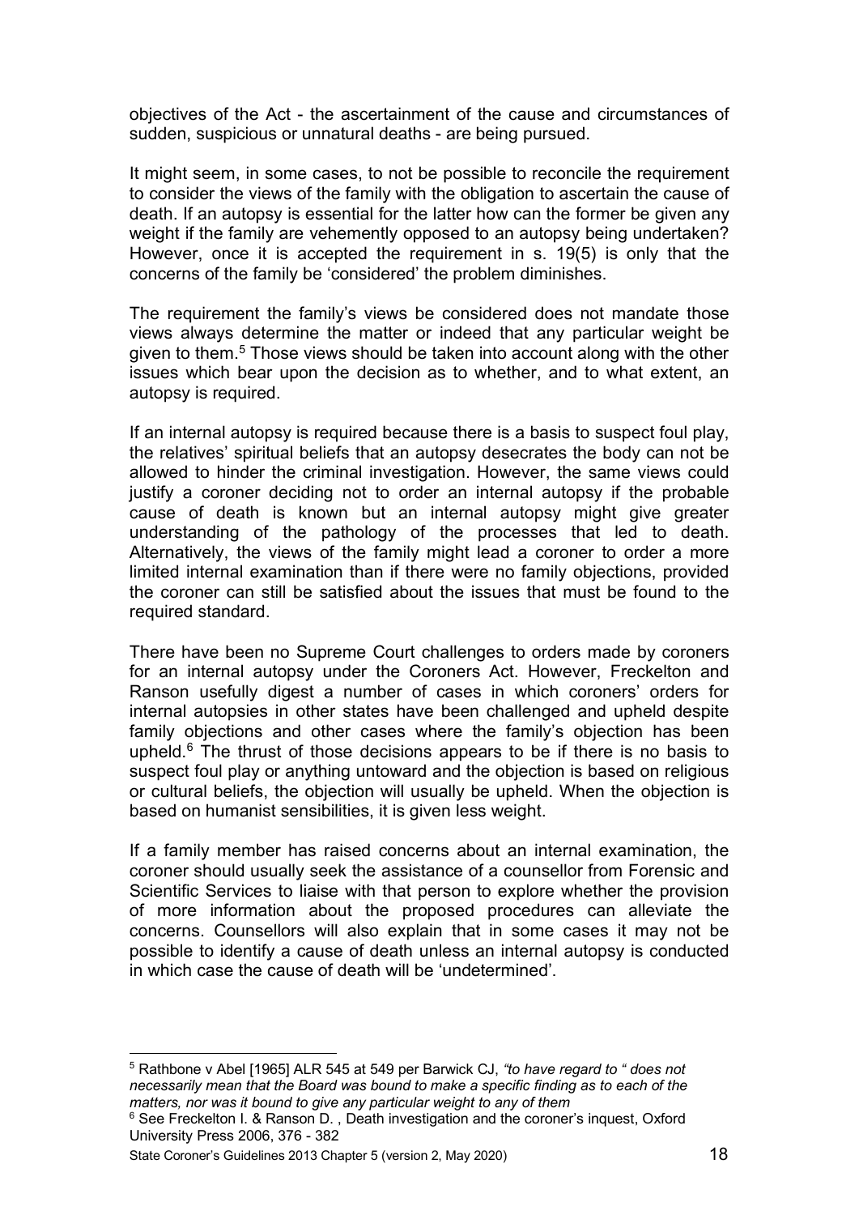objectives of the Act - the ascertainment of the cause and circumstances of sudden, suspicious or unnatural deaths - are being pursued.

It might seem, in some cases, to not be possible to reconcile the requirement to consider the views of the family with the obligation to ascertain the cause of death. If an autopsy is essential for the latter how can the former be given any weight if the family are vehemently opposed to an autopsy being undertaken? However, once it is accepted the requirement in s. 19(5) is only that the concerns of the family be 'considered' the problem diminishes.

The requirement the family's views be considered does not mandate those views always determine the matter or indeed that any particular weight be given to them.[5] Those views should be taken into account along with the other issues which bear upon the decision as to whether, and to what extent, an autopsy is required.

If an internal autopsy is required because there is a basis to suspect foul play, the relatives' spiritual beliefs that an autopsy desecrates the body can not be allowed to hinder the criminal investigation. However, the same views could justify a coroner deciding not to order an internal autopsy if the probable cause of death is known but an internal autopsy might give greater understanding of the pathology of the processes that led to death. Alternatively, the views of the family might lead a coroner to order a more limited internal examination than if there were no family objections, provided the coroner can still be satisfied about the issues that must be found to the required standard.

There have been no Supreme Court challenges to orders made by coroners for an internal autopsy under the Coroners Act. However, Freckelton and Ranson usefully digest a number of cases in which coroners' orders for internal autopsies in other states have been challenged and upheld despite family objections and other cases where the family's objection has been upheld.[6] The thrust of those decisions appears to be if there is no basis to suspect foul play or anything untoward and the objection is based on religious or cultural beliefs, the objection will usually be upheld. When the objection is based on humanist sensibilities, it is given less weight.

If a family member has raised concerns about an internal examination, the coroner should usually seek the assistance of a counsellor from Forensic and Scientific Services to liaise with that person to explore whether the provision of more information about the proposed procedures can alleviate the concerns. Counsellors will also explain that in some cases it may not be possible to identify a cause of death unless an internal autopsy is conducted in which case the cause of death will be 'undetermined'.

---

[5] Rathbone v Abel [1965] ALR 545 at 549 per Barwick CJ, *"to have regard to " does not necessarily mean that the Board was bound to make a specific finding as to each of the matters, nor was it bound to give any particular weight to any of them*

[6] See Freckelton I. & Ranson D. , Death investigation and the coroner's inquest, Oxford University Press 2006, 376 - 382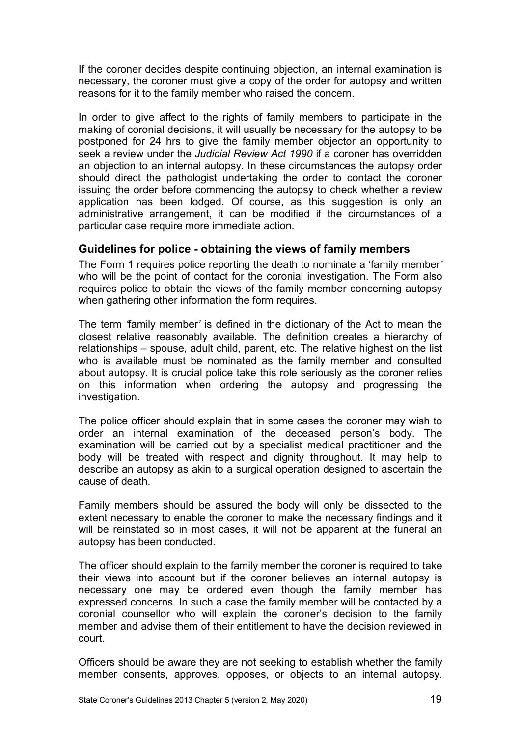If the coroner decides despite continuing objection, an internal examination is necessary, the coroner must give a copy of the order for autopsy and written reasons for it to the family member who raised the concern.

In order to give affect to the rights of family members to participate in the making of coronial decisions, it will usually be necessary for the autopsy to be postponed for 24 hrs to give the family member objector an opportunity to seek a review under the *Judicial Review Act 1990* if a coroner has overridden an objection to an internal autopsy. In these circumstances the autopsy order should direct the pathologist undertaking the order to contact the coroner issuing the order before commencing the autopsy to check whether a review application has been lodged. Of course, as this suggestion is only an administrative arrangement, it can be modified if the circumstances of a particular case require more immediate action.

### Guidelines for police - obtaining the views of family members

The Form 1 requires police reporting the death to nominate a 'family member' who will be the point of contact for the coronial investigation. The Form also requires police to obtain the views of the family member concerning autopsy when gathering other information the form requires.

The term 'family member' is defined in the dictionary of the Act to mean the closest relative reasonably available. The definition creates a hierarchy of relationships – spouse, adult child, parent, etc. The relative highest on the list who is available must be nominated as the family member and consulted about autopsy. It is crucial police take this role seriously as the coroner relies on this information when ordering the autopsy and progressing the investigation.

The police officer should explain that in some cases the coroner may wish to order an internal examination of the deceased person's body. The examination will be carried out by a specialist medical practitioner and the body will be treated with respect and dignity throughout. It may help to describe an autopsy as akin to a surgical operation designed to ascertain the cause of death.

Family members should be assured the body will only be dissected to the extent necessary to enable the coroner to make the necessary findings and it will be reinstated so in most cases, it will not be apparent at the funeral an autopsy has been conducted.

The officer should explain to the family member the coroner is required to take their views into account but if the coroner believes an internal autopsy is necessary one may be ordered even though the family member has expressed concerns. In such a case the family member will be contacted by a coronial counsellor who will explain the coroner's decision to the family member and advise them of their entitlement to have the decision reviewed in court.

Officers should be aware they are not seeking to establish whether the family member consents, approves, opposes, or objects to an internal autopsy.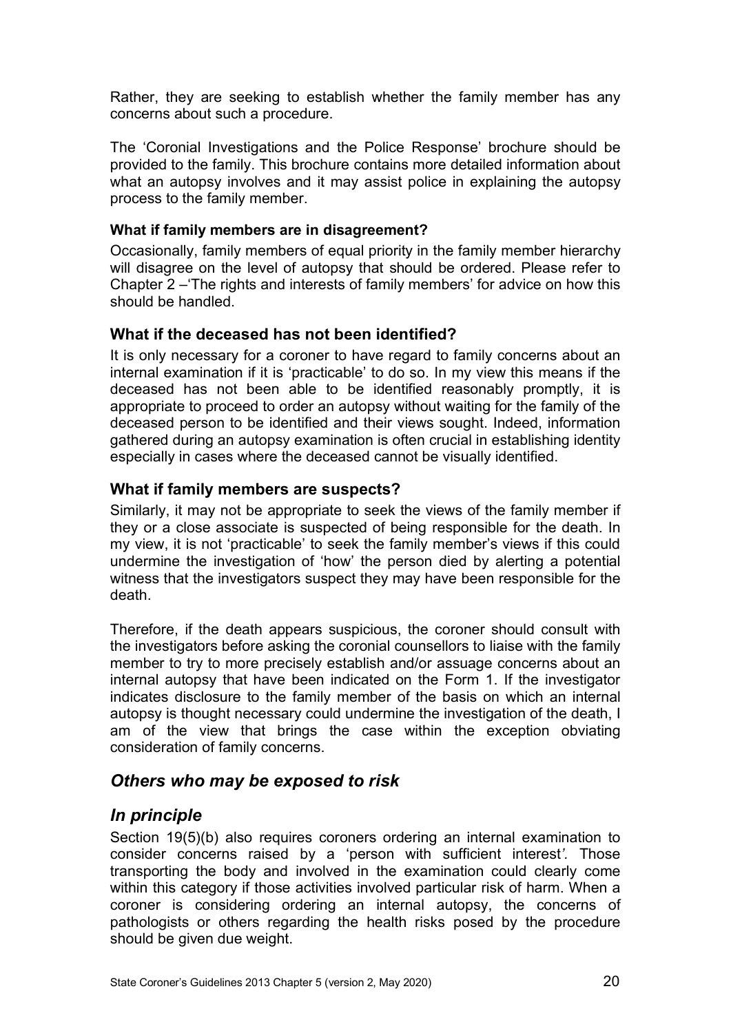Rather, they are seeking to establish whether the family member has any concerns about such a procedure.

The 'Coronial Investigations and the Police Response' brochure should be provided to the family. This brochure contains more detailed information about what an autopsy involves and it may assist police in explaining the autopsy process to the family member.

#### What if family members are in disagreement?

Occasionally, family members of equal priority in the family member hierarchy will disagree on the level of autopsy that should be ordered. Please refer to Chapter 2 –'The rights and interests of family members' for advice on how this should be handled.

### What if the deceased has not been identified?

It is only necessary for a coroner to have regard to family concerns about an internal examination if it is 'practicable' to do so. In my view this means if the deceased has not been able to be identified reasonably promptly, it is appropriate to proceed to order an autopsy without waiting for the family of the deceased person to be identified and their views sought. Indeed, information gathered during an autopsy examination is often crucial in establishing identity especially in cases where the deceased cannot be visually identified.

### What if family members are suspects?

Similarly, it may not be appropriate to seek the views of the family member if they or a close associate is suspected of being responsible for the death. In my view, it is not 'practicable' to seek the family member's views if this could undermine the investigation of 'how' the person died by alerting a potential witness that the investigators suspect they may have been responsible for the death.

Therefore, if the death appears suspicious, the coroner should consult with the investigators before asking the coronial counsellors to liaise with the family member to try to more precisely establish and/or assuage concerns about an internal autopsy that have been indicated on the Form 1. If the investigator indicates disclosure to the family member of the basis on which an internal autopsy is thought necessary could undermine the investigation of the death, I am of the view that brings the case within the exception obviating consideration of family concerns.

## *Others who may be exposed to risk*

## *In principle*

Section 19(5)(b) also requires coroners ordering an internal examination to consider concerns raised by a 'person with sufficient interest*'.* Those transporting the body and involved in the examination could clearly come within this category if those activities involved particular risk of harm. When a coroner is considering ordering an internal autopsy, the concerns of pathologists or others regarding the health risks posed by the procedure should be given due weight.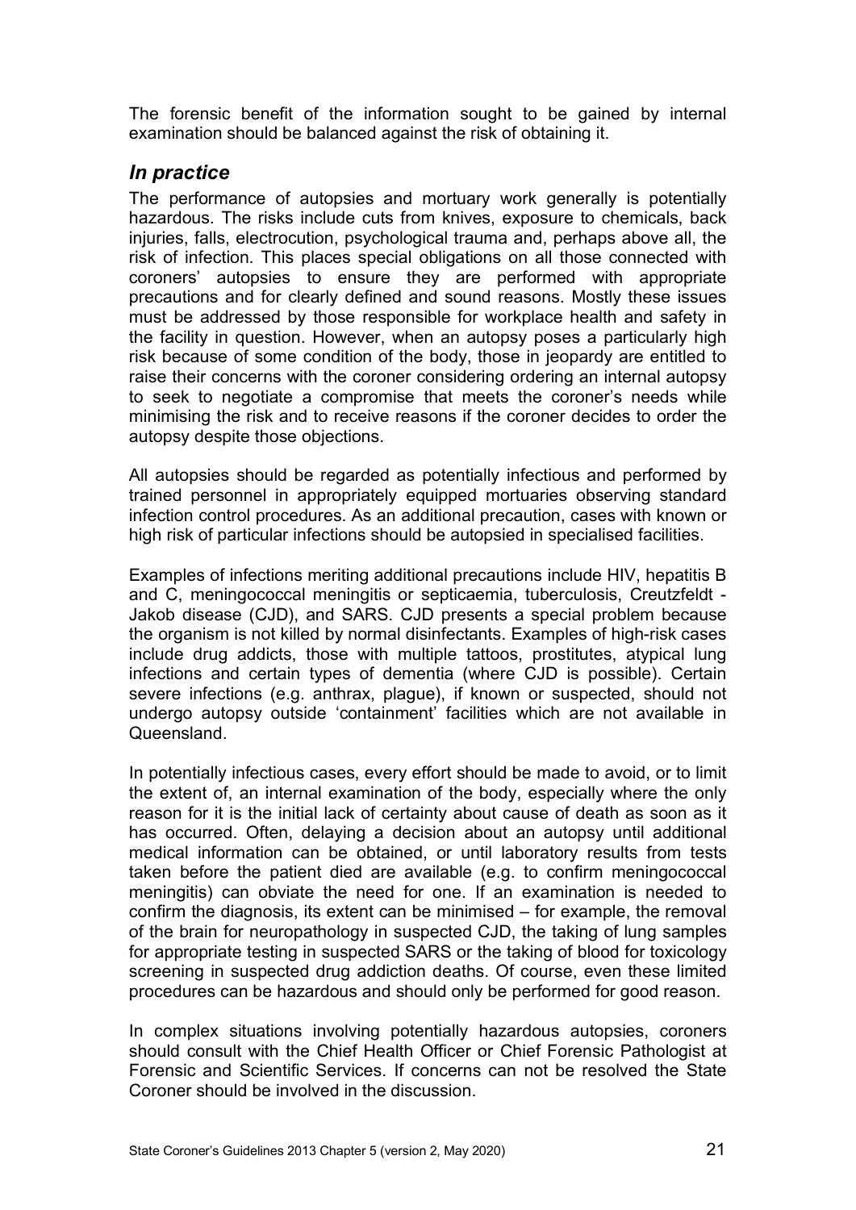The forensic benefit of the information sought to be gained by internal examination should be balanced against the risk of obtaining it.

### *In practice*

The performance of autopsies and mortuary work generally is potentially hazardous. The risks include cuts from knives, exposure to chemicals, back injuries, falls, electrocution, psychological trauma and, perhaps above all, the risk of infection. This places special obligations on all those connected with coroners' autopsies to ensure they are performed with appropriate precautions and for clearly defined and sound reasons. Mostly these issues must be addressed by those responsible for workplace health and safety in the facility in question. However, when an autopsy poses a particularly high risk because of some condition of the body, those in jeopardy are entitled to raise their concerns with the coroner considering ordering an internal autopsy to seek to negotiate a compromise that meets the coroner's needs while minimising the risk and to receive reasons if the coroner decides to order the autopsy despite those objections.

All autopsies should be regarded as potentially infectious and performed by trained personnel in appropriately equipped mortuaries observing standard infection control procedures. As an additional precaution, cases with known or high risk of particular infections should be autopsied in specialised facilities.

Examples of infections meriting additional precautions include HIV, hepatitis B and C, meningococcal meningitis or septicaemia, tuberculosis, Creutzfeldt - Jakob disease (CJD), and SARS. CJD presents a special problem because the organism is not killed by normal disinfectants. Examples of high-risk cases include drug addicts, those with multiple tattoos, prostitutes, atypical lung infections and certain types of dementia (where CJD is possible). Certain severe infections (e.g. anthrax, plague), if known or suspected, should not undergo autopsy outside 'containment' facilities which are not available in Queensland.

In potentially infectious cases, every effort should be made to avoid, or to limit the extent of, an internal examination of the body, especially where the only reason for it is the initial lack of certainty about cause of death as soon as it has occurred. Often, delaying a decision about an autopsy until additional medical information can be obtained, or until laboratory results from tests taken before the patient died are available (e.g. to confirm meningococcal meningitis) can obviate the need for one. If an examination is needed to confirm the diagnosis, its extent can be minimised – for example, the removal of the brain for neuropathology in suspected CJD, the taking of lung samples for appropriate testing in suspected SARS or the taking of blood for toxicology screening in suspected drug addiction deaths. Of course, even these limited procedures can be hazardous and should only be performed for good reason.

In complex situations involving potentially hazardous autopsies, coroners should consult with the Chief Health Officer or Chief Forensic Pathologist at Forensic and Scientific Services. If concerns can not be resolved the State Coroner should be involved in the discussion.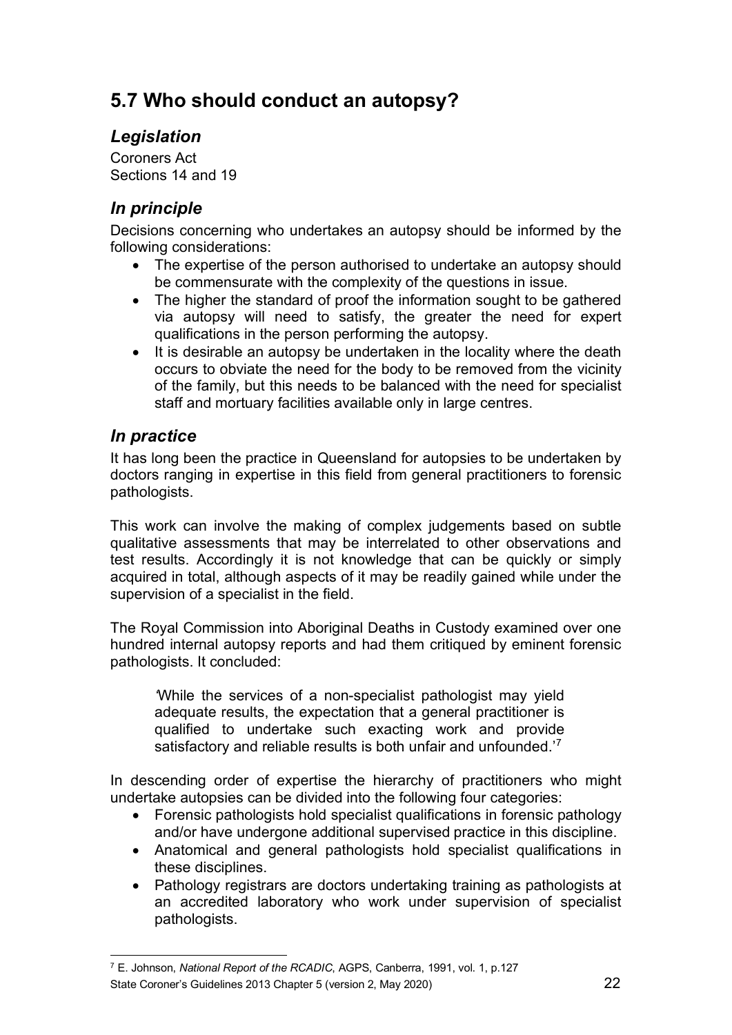## 5.7 Who should conduct an autopsy?

### *Legislation*

Coroners Act
Sections 14 and 19

### *In principle*

Decisions concerning who undertakes an autopsy should be informed by the following considerations:

- The expertise of the person authorised to undertake an autopsy should be commensurate with the complexity of the questions in issue.
- The higher the standard of proof the information sought to be gathered via autopsy will need to satisfy, the greater the need for expert qualifications in the person performing the autopsy.
- It is desirable an autopsy be undertaken in the locality where the death occurs to obviate the need for the body to be removed from the vicinity of the family, but this needs to be balanced with the need for specialist staff and mortuary facilities available only in large centres.

### *In practice*

It has long been the practice in Queensland for autopsies to be undertaken by doctors ranging in expertise in this field from general practitioners to forensic pathologists.

This work can involve the making of complex judgements based on subtle qualitative assessments that may be interrelated to other observations and test results. Accordingly it is not knowledge that can be quickly or simply acquired in total, although aspects of it may be readily gained while under the supervision of a specialist in the field.

The Royal Commission into Aboriginal Deaths in Custody examined over one hundred internal autopsy reports and had them critiqued by eminent forensic pathologists. It concluded:

> 'While the services of a non-specialist pathologist may yield adequate results, the expectation that a general practitioner is qualified to undertake such exacting work and provide satisfactory and reliable results is both unfair and unfounded.'[7]

In descending order of expertise the hierarchy of practitioners who might undertake autopsies can be divided into the following four categories:

- Forensic pathologists hold specialist qualifications in forensic pathology and/or have undergone additional supervised practice in this discipline.
- Anatomical and general pathologists hold specialist qualifications in these disciplines.
- Pathology registrars are doctors undertaking training as pathologists at an accredited laboratory who work under supervision of specialist pathologists.

---

[7] E. Johnson, *National Report of the RCADIC*, AGPS, Canberra, 1991, vol. 1, p.127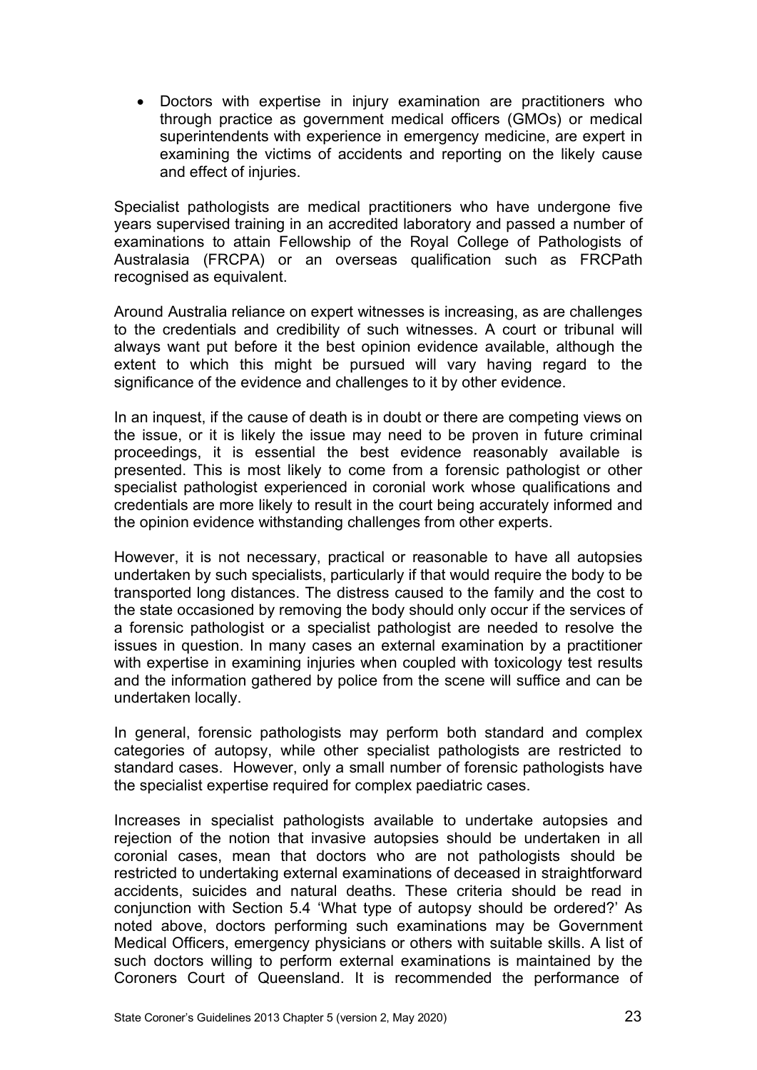- Doctors with expertise in injury examination are practitioners who through practice as government medical officers (GMOs) or medical superintendents with experience in emergency medicine, are expert in examining the victims of accidents and reporting on the likely cause and effect of injuries.

Specialist pathologists are medical practitioners who have undergone five years supervised training in an accredited laboratory and passed a number of examinations to attain Fellowship of the Royal College of Pathologists of Australasia (FRCPA) or an overseas qualification such as FRCPath recognised as equivalent.

Around Australia reliance on expert witnesses is increasing, as are challenges to the credentials and credibility of such witnesses. A court or tribunal will always want put before it the best opinion evidence available, although the extent to which this might be pursued will vary having regard to the significance of the evidence and challenges to it by other evidence.

In an inquest, if the cause of death is in doubt or there are competing views on the issue, or it is likely the issue may need to be proven in future criminal proceedings, it is essential the best evidence reasonably available is presented. This is most likely to come from a forensic pathologist or other specialist pathologist experienced in coronial work whose qualifications and credentials are more likely to result in the court being accurately informed and the opinion evidence withstanding challenges from other experts.

However, it is not necessary, practical or reasonable to have all autopsies undertaken by such specialists, particularly if that would require the body to be transported long distances. The distress caused to the family and the cost to the state occasioned by removing the body should only occur if the services of a forensic pathologist or a specialist pathologist are needed to resolve the issues in question. In many cases an external examination by a practitioner with expertise in examining injuries when coupled with toxicology test results and the information gathered by police from the scene will suffice and can be undertaken locally.

In general, forensic pathologists may perform both standard and complex categories of autopsy, while other specialist pathologists are restricted to standard cases. However, only a small number of forensic pathologists have the specialist expertise required for complex paediatric cases.

Increases in specialist pathologists available to undertake autopsies and rejection of the notion that invasive autopsies should be undertaken in all coronial cases, mean that doctors who are not pathologists should be restricted to undertaking external examinations of deceased in straightforward accidents, suicides and natural deaths. These criteria should be read in conjunction with Section 5.4 'What type of autopsy should be ordered?' As noted above, doctors performing such examinations may be Government Medical Officers, emergency physicians or others with suitable skills. A list of such doctors willing to perform external examinations is maintained by the Coroners Court of Queensland. It is recommended the performance of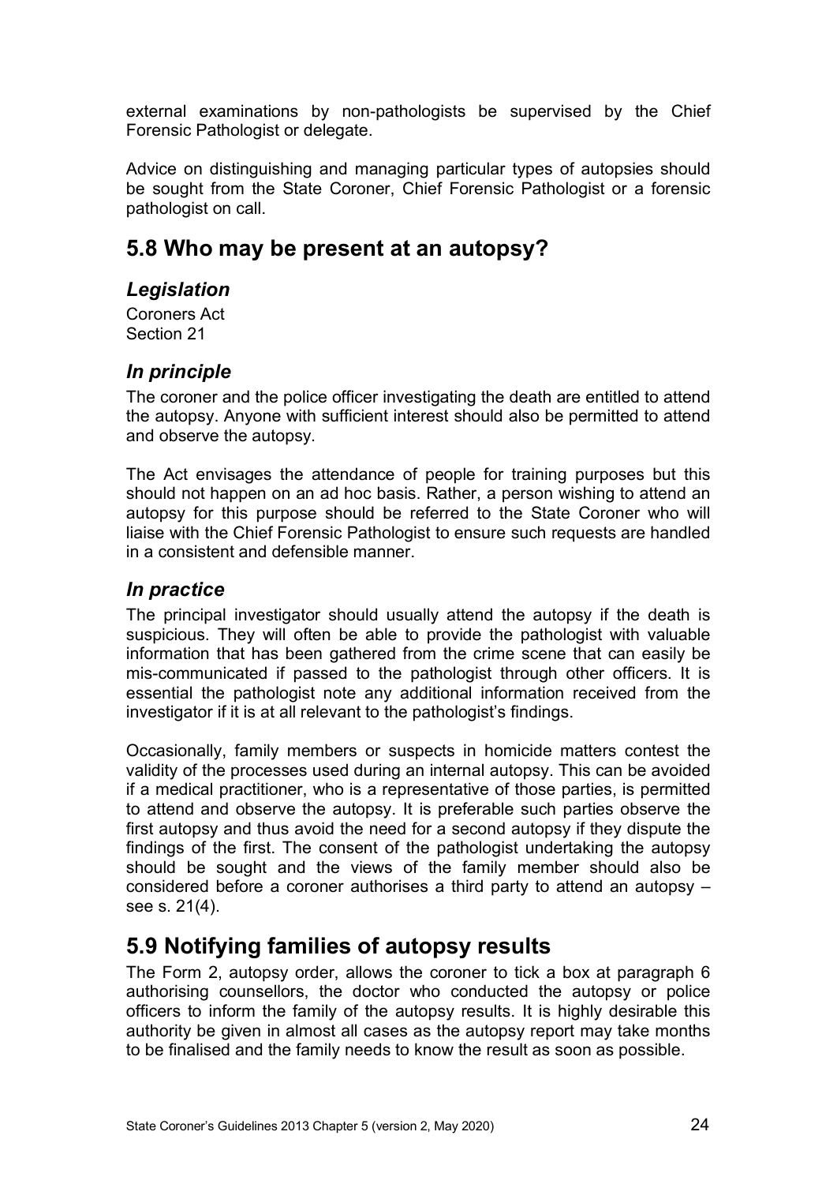external examinations by non-pathologists be supervised by the Chief Forensic Pathologist or delegate.

Advice on distinguishing and managing particular types of autopsies should be sought from the State Coroner, Chief Forensic Pathologist or a forensic pathologist on call.

## 5.8 Who may be present at an autopsy?

### *Legislation*

Coroners Act
Section 21

### *In principle*

The coroner and the police officer investigating the death are entitled to attend the autopsy. Anyone with sufficient interest should also be permitted to attend and observe the autopsy.

The Act envisages the attendance of people for training purposes but this should not happen on an ad hoc basis. Rather, a person wishing to attend an autopsy for this purpose should be referred to the State Coroner who will liaise with the Chief Forensic Pathologist to ensure such requests are handled in a consistent and defensible manner.

### *In practice*

The principal investigator should usually attend the autopsy if the death is suspicious. They will often be able to provide the pathologist with valuable information that has been gathered from the crime scene that can easily be mis-communicated if passed to the pathologist through other officers. It is essential the pathologist note any additional information received from the investigator if it is at all relevant to the pathologist's findings.

Occasionally, family members or suspects in homicide matters contest the validity of the processes used during an internal autopsy. This can be avoided if a medical practitioner, who is a representative of those parties, is permitted to attend and observe the autopsy. It is preferable such parties observe the first autopsy and thus avoid the need for a second autopsy if they dispute the findings of the first. The consent of the pathologist undertaking the autopsy should be sought and the views of the family member should also be considered before a coroner authorises a third party to attend an autopsy – see s. 21(4).

## 5.9 Notifying families of autopsy results

The Form 2, autopsy order, allows the coroner to tick a box at paragraph 6 authorising counsellors, the doctor who conducted the autopsy or police officers to inform the family of the autopsy results. It is highly desirable this authority be given in almost all cases as the autopsy report may take months to be finalised and the family needs to know the result as soon as possible.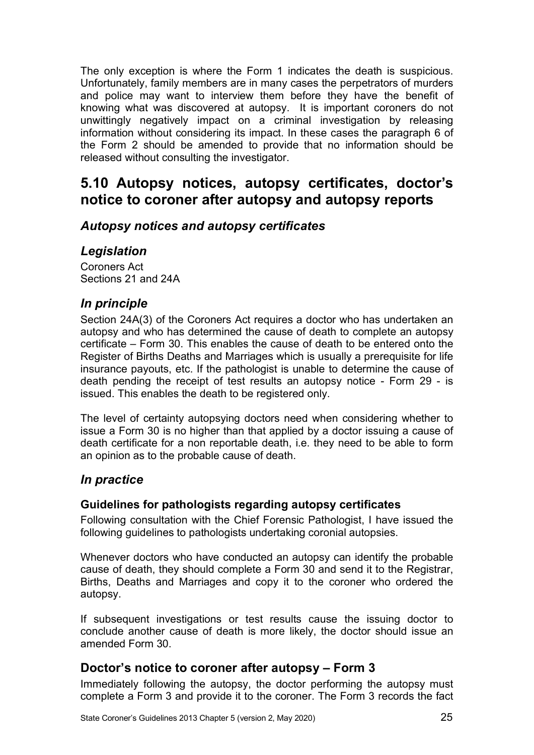The only exception is where the Form 1 indicates the death is suspicious. Unfortunately, family members are in many cases the perpetrators of murders and police may want to interview them before they have the benefit of knowing what was discovered at autopsy. It is important coroners do not unwittingly negatively impact on a criminal investigation by releasing information without considering its impact. In these cases the paragraph 6 of the Form 2 should be amended to provide that no information should be released without consulting the investigator.

## 5.10 Autopsy notices, autopsy certificates, doctor's notice to coroner after autopsy and autopsy reports

### *Autopsy notices and autopsy certificates*

### *Legislation*

Coroners Act
Sections 21 and 24A

### *In principle*

Section 24A(3) of the Coroners Act requires a doctor who has undertaken an autopsy and who has determined the cause of death to complete an autopsy certificate – Form 30. This enables the cause of death to be entered onto the Register of Births Deaths and Marriages which is usually a prerequisite for life insurance payouts, etc. If the pathologist is unable to determine the cause of death pending the receipt of test results an autopsy notice - Form 29 - is issued. This enables the death to be registered only.

The level of certainty autopsying doctors need when considering whether to issue a Form 30 is no higher than that applied by a doctor issuing a cause of death certificate for a non reportable death, i.e. they need to be able to form an opinion as to the probable cause of death.

### *In practice*

#### Guidelines for pathologists regarding autopsy certificates

Following consultation with the Chief Forensic Pathologist, I have issued the following guidelines to pathologists undertaking coronial autopsies.

Whenever doctors who have conducted an autopsy can identify the probable cause of death, they should complete a Form 30 and send it to the Registrar, Births, Deaths and Marriages and copy it to the coroner who ordered the autopsy.

If subsequent investigations or test results cause the issuing doctor to conclude another cause of death is more likely, the doctor should issue an amended Form 30.

### Doctor's notice to coroner after autopsy – Form 3

Immediately following the autopsy, the doctor performing the autopsy must complete a Form 3 and provide it to the coroner. The Form 3 records the fact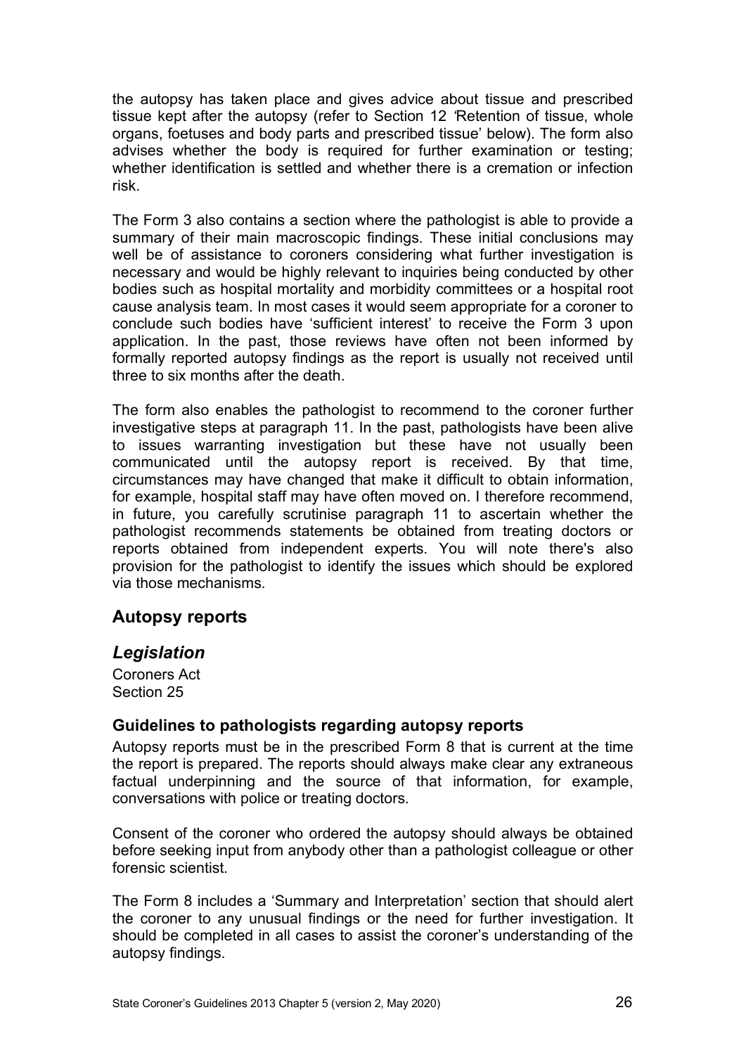the autopsy has taken place and gives advice about tissue and prescribed tissue kept after the autopsy (refer to Section 12 'Retention of tissue, whole organs, foetuses and body parts and prescribed tissue' below). The form also advises whether the body is required for further examination or testing; whether identification is settled and whether there is a cremation or infection risk.

The Form 3 also contains a section where the pathologist is able to provide a summary of their main macroscopic findings. These initial conclusions may well be of assistance to coroners considering what further investigation is necessary and would be highly relevant to inquiries being conducted by other bodies such as hospital mortality and morbidity committees or a hospital root cause analysis team. In most cases it would seem appropriate for a coroner to conclude such bodies have 'sufficient interest' to receive the Form 3 upon application. In the past, those reviews have often not been informed by formally reported autopsy findings as the report is usually not received until three to six months after the death.

The form also enables the pathologist to recommend to the coroner further investigative steps at paragraph 11. In the past, pathologists have been alive to issues warranting investigation but these have not usually been communicated until the autopsy report is received. By that time, circumstances may have changed that make it difficult to obtain information, for example, hospital staff may have often moved on. I therefore recommend, in future, you carefully scrutinise paragraph 11 to ascertain whether the pathologist recommends statements be obtained from treating doctors or reports obtained from independent experts. You will note there's also provision for the pathologist to identify the issues which should be explored via those mechanisms.

## Autopsy reports

### *Legislation*

Coroners Act
Section 25

#### Guidelines to pathologists regarding autopsy reports

Autopsy reports must be in the prescribed Form 8 that is current at the time the report is prepared. The reports should always make clear any extraneous factual underpinning and the source of that information, for example, conversations with police or treating doctors.

Consent of the coroner who ordered the autopsy should always be obtained before seeking input from anybody other than a pathologist colleague or other forensic scientist.

The Form 8 includes a 'Summary and Interpretation' section that should alert the coroner to any unusual findings or the need for further investigation. It should be completed in all cases to assist the coroner's understanding of the autopsy findings.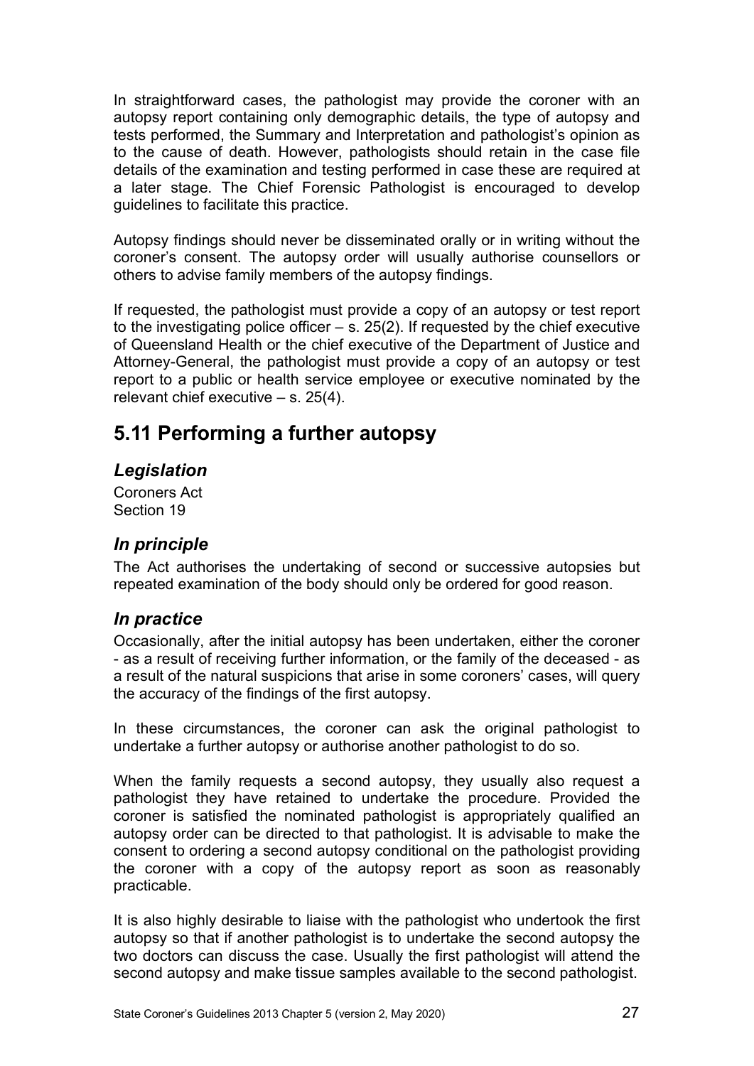In straightforward cases, the pathologist may provide the coroner with an autopsy report containing only demographic details, the type of autopsy and tests performed, the Summary and Interpretation and pathologist's opinion as to the cause of death. However, pathologists should retain in the case file details of the examination and testing performed in case these are required at a later stage. The Chief Forensic Pathologist is encouraged to develop guidelines to facilitate this practice.

Autopsy findings should never be disseminated orally or in writing without the coroner's consent. The autopsy order will usually authorise counsellors or others to advise family members of the autopsy findings.

If requested, the pathologist must provide a copy of an autopsy or test report to the investigating police officer – s. 25(2). If requested by the chief executive of Queensland Health or the chief executive of the Department of Justice and Attorney-General, the pathologist must provide a copy of an autopsy or test report to a public or health service employee or executive nominated by the relevant chief executive – s. 25(4).

## 5.11 Performing a further autopsy

### *Legislation*

Coroners Act
Section 19

### *In principle*

The Act authorises the undertaking of second or successive autopsies but repeated examination of the body should only be ordered for good reason.

### *In practice*

Occasionally, after the initial autopsy has been undertaken, either the coroner - as a result of receiving further information, or the family of the deceased - as a result of the natural suspicions that arise in some coroners' cases, will query the accuracy of the findings of the first autopsy.

In these circumstances, the coroner can ask the original pathologist to undertake a further autopsy or authorise another pathologist to do so.

When the family requests a second autopsy, they usually also request a pathologist they have retained to undertake the procedure. Provided the coroner is satisfied the nominated pathologist is appropriately qualified an autopsy order can be directed to that pathologist. It is advisable to make the consent to ordering a second autopsy conditional on the pathologist providing the coroner with a copy of the autopsy report as soon as reasonably practicable.

It is also highly desirable to liaise with the pathologist who undertook the first autopsy so that if another pathologist is to undertake the second autopsy the two doctors can discuss the case. Usually the first pathologist will attend the second autopsy and make tissue samples available to the second pathologist.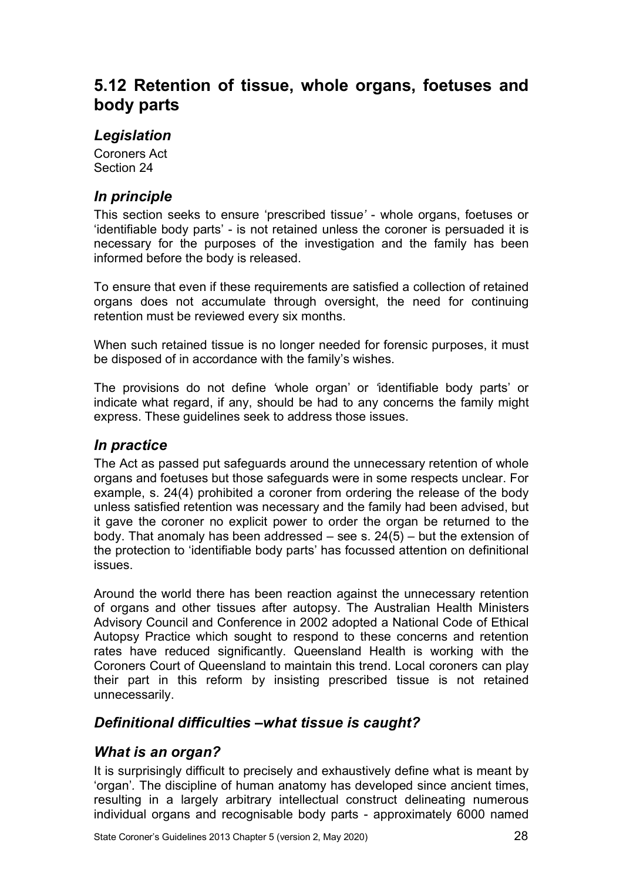## 5.12 Retention of tissue, whole organs, foetuses and body parts

### *Legislation*

Coroners Act
Section 24

### *In principle*

This section seeks to ensure 'prescribed tissu*e'* - whole organs, foetuses or 'identifiable body parts' - is not retained unless the coroner is persuaded it is necessary for the purposes of the investigation and the family has been informed before the body is released.

To ensure that even if these requirements are satisfied a collection of retained organs does not accumulate through oversight, the need for continuing retention must be reviewed every six months.

When such retained tissue is no longer needed for forensic purposes, it must be disposed of in accordance with the family's wishes.

The provisions do not define 'whole organ' or 'identifiable body parts' or indicate what regard, if any, should be had to any concerns the family might express. These guidelines seek to address those issues.

### *In practice*

The Act as passed put safeguards around the unnecessary retention of whole organs and foetuses but those safeguards were in some respects unclear. For example, s. 24(4) prohibited a coroner from ordering the release of the body unless satisfied retention was necessary and the family had been advised, but it gave the coroner no explicit power to order the organ be returned to the body. That anomaly has been addressed – see s. 24(5) – but the extension of the protection to 'identifiable body parts' has focussed attention on definitional issues.

Around the world there has been reaction against the unnecessary retention of organs and other tissues after autopsy. The Australian Health Ministers Advisory Council and Conference in 2002 adopted a National Code of Ethical Autopsy Practice which sought to respond to these concerns and retention rates have reduced significantly. Queensland Health is working with the Coroners Court of Queensland to maintain this trend. Local coroners can play their part in this reform by insisting prescribed tissue is not retained unnecessarily.

### *Definitional difficulties –what tissue is caught?*

### *What is an organ?*

It is surprisingly difficult to precisely and exhaustively define what is meant by 'organ'. The discipline of human anatomy has developed since ancient times, resulting in a largely arbitrary intellectual construct delineating numerous individual organs and recognisable body parts - approximately 6000 named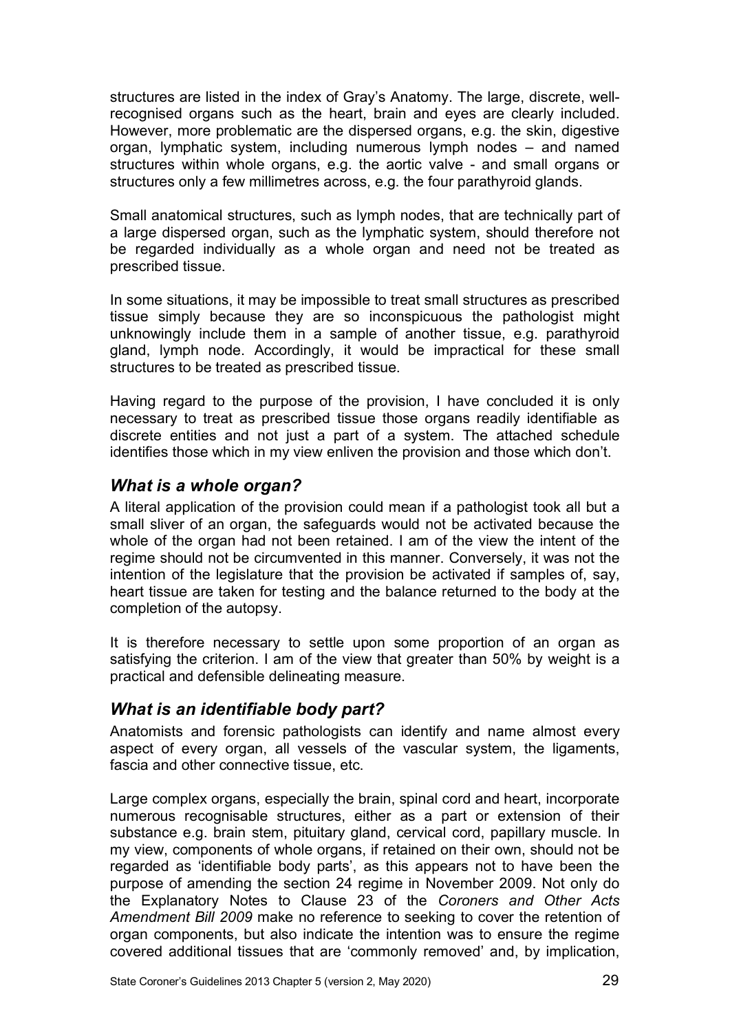structures are listed in the index of Gray's Anatomy. The large, discrete, well-recognised organs such as the heart, brain and eyes are clearly included. However, more problematic are the dispersed organs, e.g. the skin, digestive organ, lymphatic system, including numerous lymph nodes – and named structures within whole organs, e.g. the aortic valve - and small organs or structures only a few millimetres across, e.g. the four parathyroid glands.

Small anatomical structures, such as lymph nodes, that are technically part of a large dispersed organ, such as the lymphatic system, should therefore not be regarded individually as a whole organ and need not be treated as prescribed tissue.

In some situations, it may be impossible to treat small structures as prescribed tissue simply because they are so inconspicuous the pathologist might unknowingly include them in a sample of another tissue, e.g. parathyroid gland, lymph node. Accordingly, it would be impractical for these small structures to be treated as prescribed tissue.

Having regard to the purpose of the provision, I have concluded it is only necessary to treat as prescribed tissue those organs readily identifiable as discrete entities and not just a part of a system. The attached schedule identifies those which in my view enliven the provision and those which don't.

### *What is a whole organ?*

A literal application of the provision could mean if a pathologist took all but a small sliver of an organ, the safeguards would not be activated because the whole of the organ had not been retained. I am of the view the intent of the regime should not be circumvented in this manner. Conversely, it was not the intention of the legislature that the provision be activated if samples of, say, heart tissue are taken for testing and the balance returned to the body at the completion of the autopsy.

It is therefore necessary to settle upon some proportion of an organ as satisfying the criterion. I am of the view that greater than 50% by weight is a practical and defensible delineating measure.

### *What is an identifiable body part?*

Anatomists and forensic pathologists can identify and name almost every aspect of every organ, all vessels of the vascular system, the ligaments, fascia and other connective tissue, etc.

Large complex organs, especially the brain, spinal cord and heart, incorporate numerous recognisable structures, either as a part or extension of their substance e.g. brain stem, pituitary gland, cervical cord, papillary muscle. In my view, components of whole organs, if retained on their own, should not be regarded as 'identifiable body parts', as this appears not to have been the purpose of amending the section 24 regime in November 2009. Not only do the Explanatory Notes to Clause 23 of the *Coroners and Other Acts Amendment Bill 2009* make no reference to seeking to cover the retention of organ components, but also indicate the intention was to ensure the regime covered additional tissues that are 'commonly removed' and, by implication,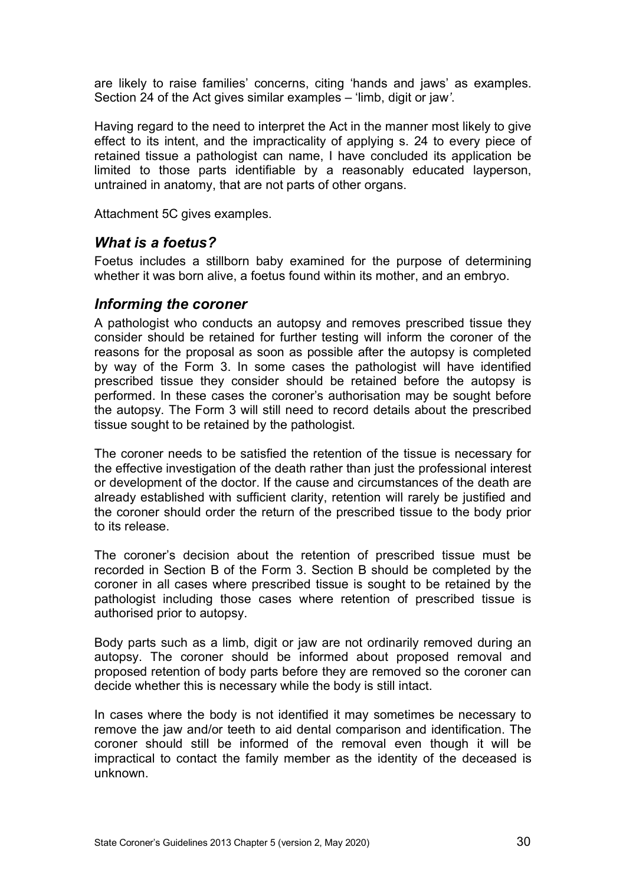are likely to raise families' concerns, citing 'hands and jaws' as examples. Section 24 of the Act gives similar examples – 'limb, digit or jaw*'.*

Having regard to the need to interpret the Act in the manner most likely to give effect to its intent, and the impracticality of applying s. 24 to every piece of retained tissue a pathologist can name, I have concluded its application be limited to those parts identifiable by a reasonably educated layperson, untrained in anatomy, that are not parts of other organs.

Attachment 5C gives examples.

## *What is a foetus?*

Foetus includes a stillborn baby examined for the purpose of determining whether it was born alive, a foetus found within its mother, and an embryo.

## *Informing the coroner*

A pathologist who conducts an autopsy and removes prescribed tissue they consider should be retained for further testing will inform the coroner of the reasons for the proposal as soon as possible after the autopsy is completed by way of the Form 3. In some cases the pathologist will have identified prescribed tissue they consider should be retained before the autopsy is performed. In these cases the coroner's authorisation may be sought before the autopsy. The Form 3 will still need to record details about the prescribed tissue sought to be retained by the pathologist.

The coroner needs to be satisfied the retention of the tissue is necessary for the effective investigation of the death rather than just the professional interest or development of the doctor. If the cause and circumstances of the death are already established with sufficient clarity, retention will rarely be justified and the coroner should order the return of the prescribed tissue to the body prior to its release.

The coroner's decision about the retention of prescribed tissue must be recorded in Section B of the Form 3. Section B should be completed by the coroner in all cases where prescribed tissue is sought to be retained by the pathologist including those cases where retention of prescribed tissue is authorised prior to autopsy.

Body parts such as a limb, digit or jaw are not ordinarily removed during an autopsy. The coroner should be informed about proposed removal and proposed retention of body parts before they are removed so the coroner can decide whether this is necessary while the body is still intact.

In cases where the body is not identified it may sometimes be necessary to remove the jaw and/or teeth to aid dental comparison and identification. The coroner should still be informed of the removal even though it will be impractical to contact the family member as the identity of the deceased is unknown.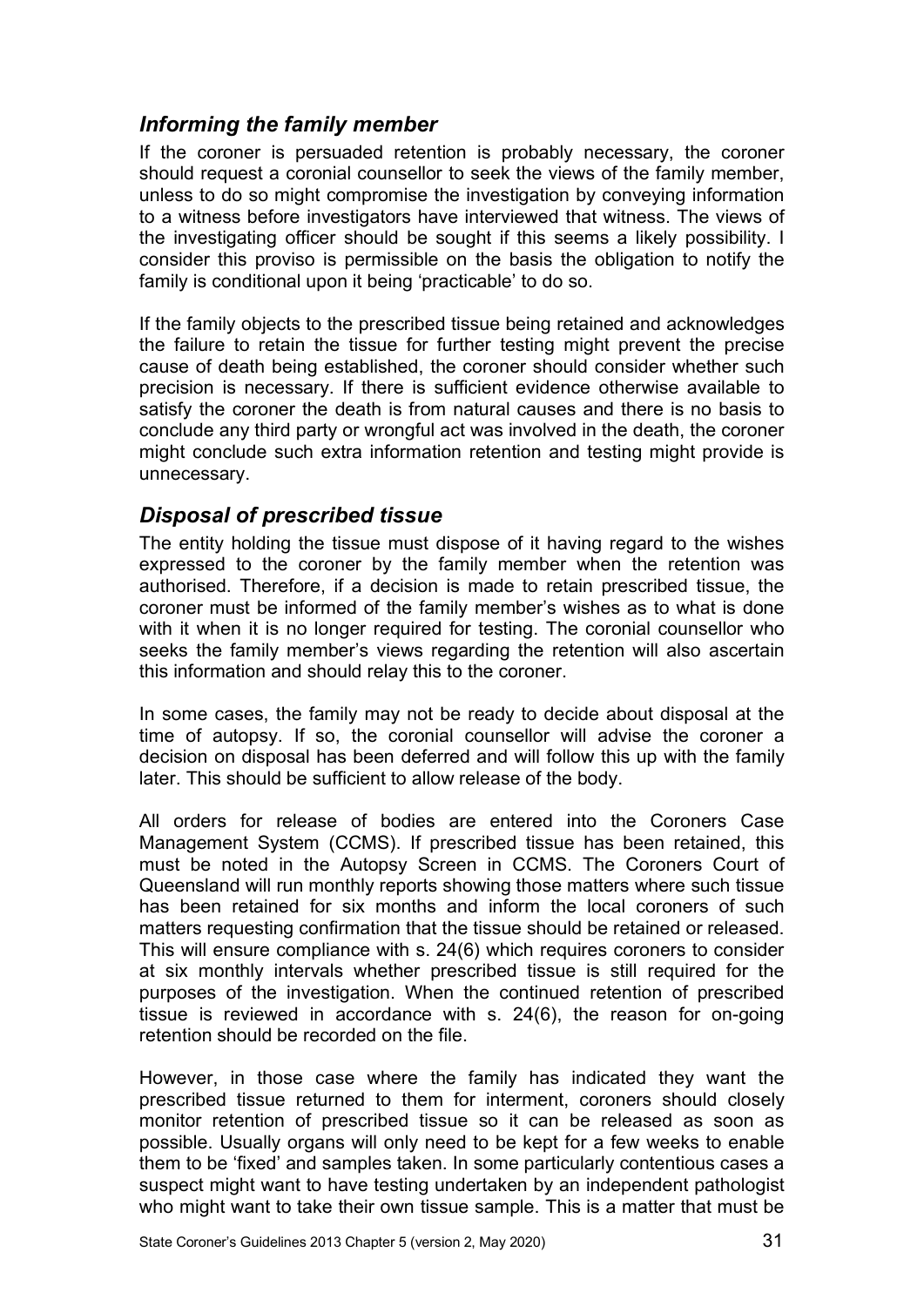### *Informing the family member*

If the coroner is persuaded retention is probably necessary, the coroner should request a coronial counsellor to seek the views of the family member, unless to do so might compromise the investigation by conveying information to a witness before investigators have interviewed that witness. The views of the investigating officer should be sought if this seems a likely possibility. I consider this proviso is permissible on the basis the obligation to notify the family is conditional upon it being 'practicable' to do so.

If the family objects to the prescribed tissue being retained and acknowledges the failure to retain the tissue for further testing might prevent the precise cause of death being established, the coroner should consider whether such precision is necessary. If there is sufficient evidence otherwise available to satisfy the coroner the death is from natural causes and there is no basis to conclude any third party or wrongful act was involved in the death, the coroner might conclude such extra information retention and testing might provide is unnecessary.

### *Disposal of prescribed tissue*

The entity holding the tissue must dispose of it having regard to the wishes expressed to the coroner by the family member when the retention was authorised. Therefore, if a decision is made to retain prescribed tissue, the coroner must be informed of the family member's wishes as to what is done with it when it is no longer required for testing. The coronial counsellor who seeks the family member's views regarding the retention will also ascertain this information and should relay this to the coroner.

In some cases, the family may not be ready to decide about disposal at the time of autopsy. If so, the coronial counsellor will advise the coroner a decision on disposal has been deferred and will follow this up with the family later. This should be sufficient to allow release of the body.

All orders for release of bodies are entered into the Coroners Case Management System (CCMS). If prescribed tissue has been retained, this must be noted in the Autopsy Screen in CCMS. The Coroners Court of Queensland will run monthly reports showing those matters where such tissue has been retained for six months and inform the local coroners of such matters requesting confirmation that the tissue should be retained or released. This will ensure compliance with s. 24(6) which requires coroners to consider at six monthly intervals whether prescribed tissue is still required for the purposes of the investigation. When the continued retention of prescribed tissue is reviewed in accordance with s. 24(6), the reason for on-going retention should be recorded on the file.

However, in those case where the family has indicated they want the prescribed tissue returned to them for interment, coroners should closely monitor retention of prescribed tissue so it can be released as soon as possible. Usually organs will only need to be kept for a few weeks to enable them to be 'fixed' and samples taken. In some particularly contentious cases a suspect might want to have testing undertaken by an independent pathologist who might want to take their own tissue sample. This is a matter that must be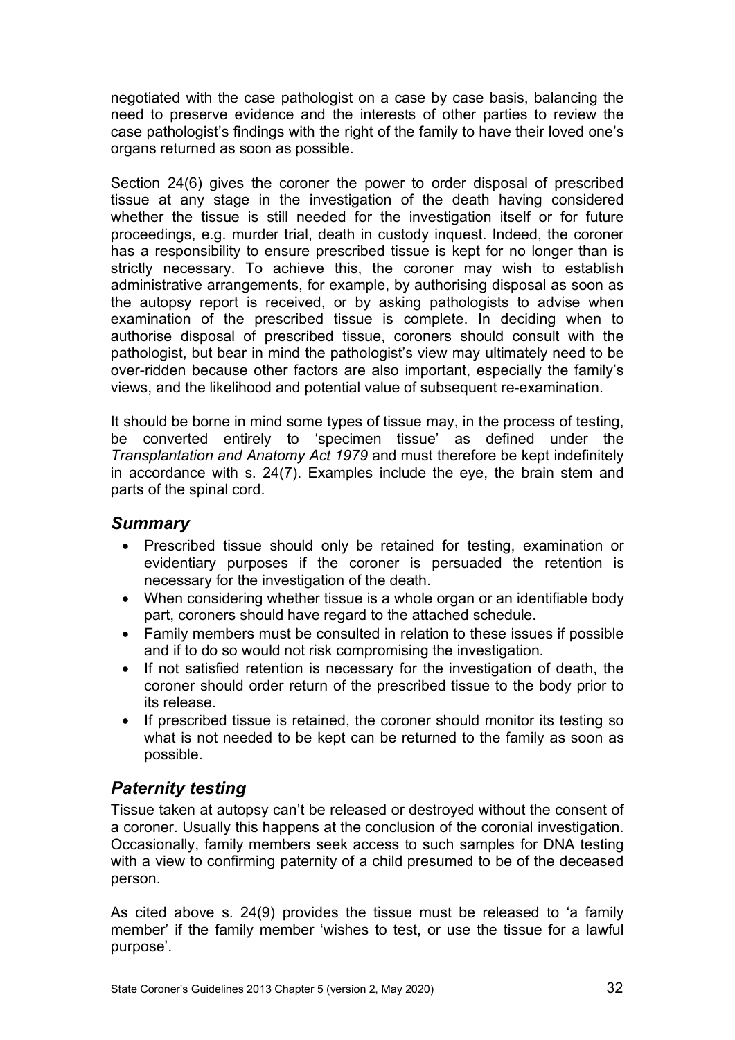negotiated with the case pathologist on a case by case basis, balancing the need to preserve evidence and the interests of other parties to review the case pathologist's findings with the right of the family to have their loved one's organs returned as soon as possible.

Section 24(6) gives the coroner the power to order disposal of prescribed tissue at any stage in the investigation of the death having considered whether the tissue is still needed for the investigation itself or for future proceedings, e.g. murder trial, death in custody inquest. Indeed, the coroner has a responsibility to ensure prescribed tissue is kept for no longer than is strictly necessary. To achieve this, the coroner may wish to establish administrative arrangements, for example, by authorising disposal as soon as the autopsy report is received, or by asking pathologists to advise when examination of the prescribed tissue is complete. In deciding when to authorise disposal of prescribed tissue, coroners should consult with the pathologist, but bear in mind the pathologist's view may ultimately need to be over-ridden because other factors are also important, especially the family's views, and the likelihood and potential value of subsequent re-examination.

It should be borne in mind some types of tissue may, in the process of testing, be converted entirely to 'specimen tissue' as defined under the *Transplantation and Anatomy Act 1979* and must therefore be kept indefinitely in accordance with s. 24(7). Examples include the eye, the brain stem and parts of the spinal cord.

## *Summary*

- Prescribed tissue should only be retained for testing, examination or evidentiary purposes if the coroner is persuaded the retention is necessary for the investigation of the death.
- When considering whether tissue is a whole organ or an identifiable body part, coroners should have regard to the attached schedule.
- Family members must be consulted in relation to these issues if possible and if to do so would not risk compromising the investigation.
- If not satisfied retention is necessary for the investigation of death, the coroner should order return of the prescribed tissue to the body prior to its release.
- If prescribed tissue is retained, the coroner should monitor its testing so what is not needed to be kept can be returned to the family as soon as possible.

## *Paternity testing*

Tissue taken at autopsy can't be released or destroyed without the consent of a coroner. Usually this happens at the conclusion of the coronial investigation. Occasionally, family members seek access to such samples for DNA testing with a view to confirming paternity of a child presumed to be of the deceased person.

As cited above s. 24(9) provides the tissue must be released to 'a family member' if the family member 'wishes to test, or use the tissue for a lawful purpose'.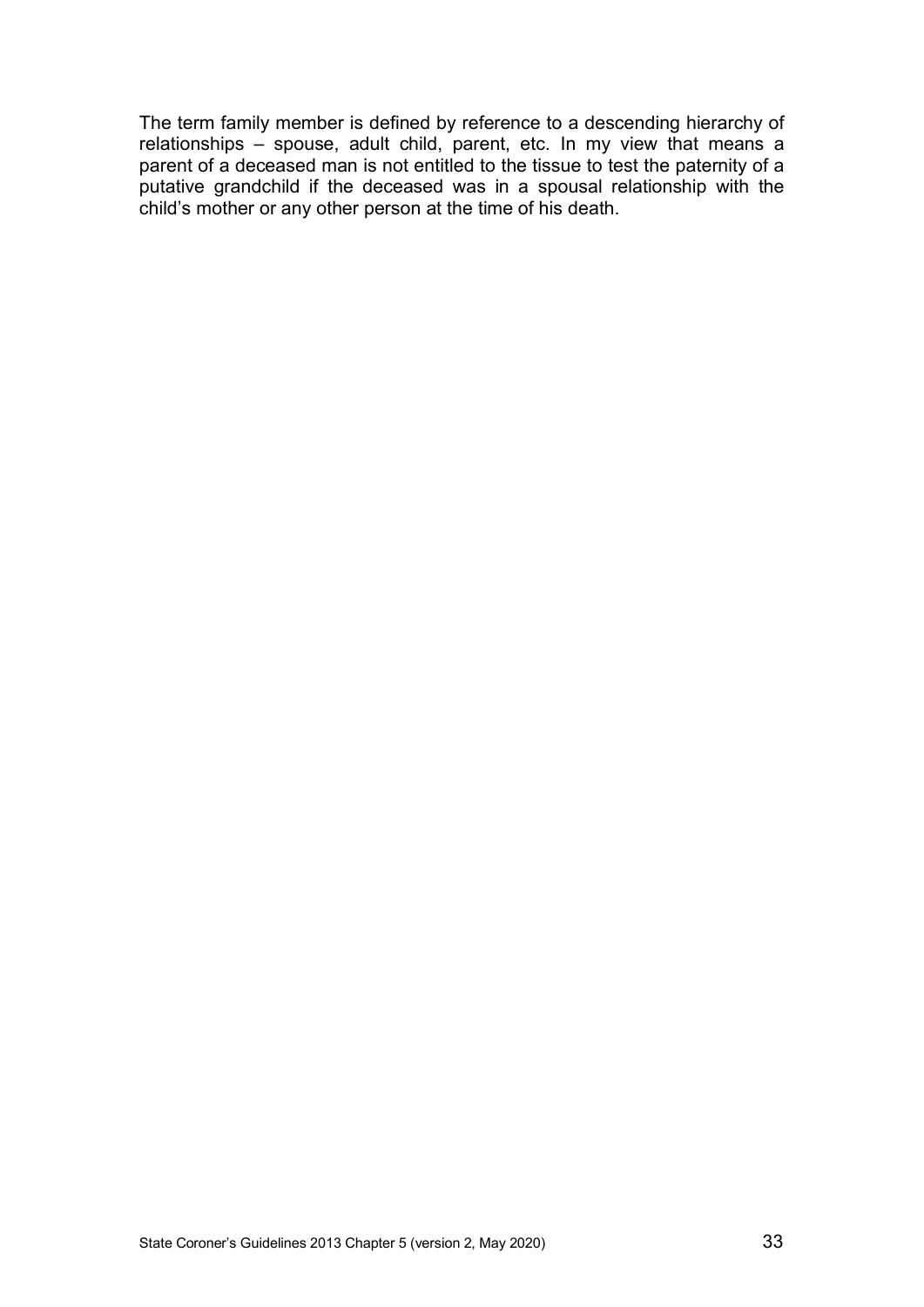The term family member is defined by reference to a descending hierarchy of relationships – spouse, adult child, parent, etc. In my view that means a parent of a deceased man is not entitled to the tissue to test the paternity of a putative grandchild if the deceased was in a spousal relationship with the child's mother or any other person at the time of his death.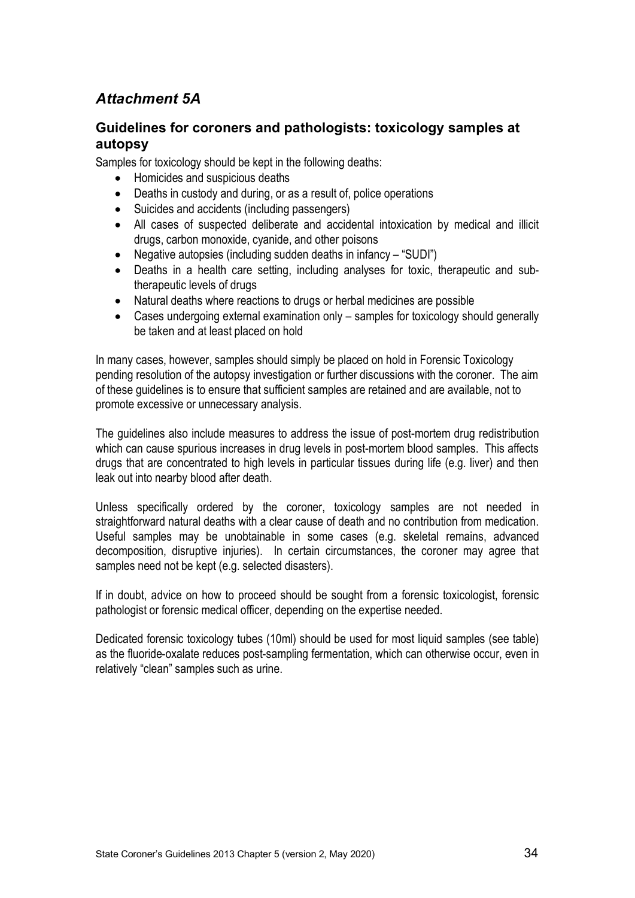## *Attachment 5A*

### Guidelines for coroners and pathologists: toxicology samples at autopsy

Samples for toxicology should be kept in the following deaths:

- Homicides and suspicious deaths
- Deaths in custody and during, or as a result of, police operations
- Suicides and accidents (including passengers)
- All cases of suspected deliberate and accidental intoxication by medical and illicit drugs, carbon monoxide, cyanide, and other poisons
- Negative autopsies (including sudden deaths in infancy – "SUDI")
- Deaths in a health care setting, including analyses for toxic, therapeutic and sub-therapeutic levels of drugs
- Natural deaths where reactions to drugs or herbal medicines are possible
- Cases undergoing external examination only – samples for toxicology should generally be taken and at least placed on hold

In many cases, however, samples should simply be placed on hold in Forensic Toxicology pending resolution of the autopsy investigation or further discussions with the coroner. The aim of these guidelines is to ensure that sufficient samples are retained and are available, not to promote excessive or unnecessary analysis.

The guidelines also include measures to address the issue of post-mortem drug redistribution which can cause spurious increases in drug levels in post-mortem blood samples. This affects drugs that are concentrated to high levels in particular tissues during life (e.g. liver) and then leak out into nearby blood after death.

Unless specifically ordered by the coroner, toxicology samples are not needed in straightforward natural deaths with a clear cause of death and no contribution from medication. Useful samples may be unobtainable in some cases (e.g. skeletal remains, advanced decomposition, disruptive injuries). In certain circumstances, the coroner may agree that samples need not be kept (e.g. selected disasters).

If in doubt, advice on how to proceed should be sought from a forensic toxicologist, forensic pathologist or forensic medical officer, depending on the expertise needed.

Dedicated forensic toxicology tubes (10ml) should be used for most liquid samples (see table) as the fluoride-oxalate reduces post-sampling fermentation, which can otherwise occur, even in relatively "clean" samples such as urine.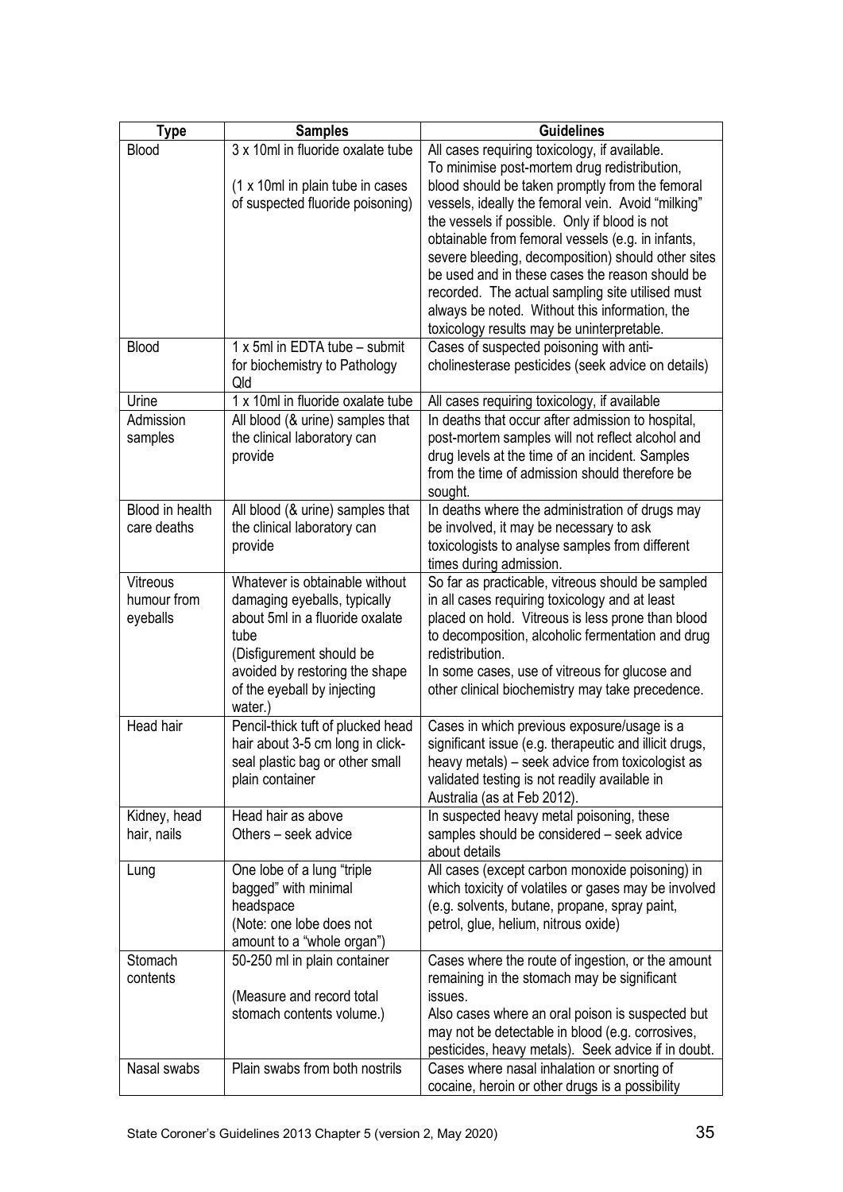| Type | Samples | Guidelines |
|---|---|---|
| Blood | 3 x 10ml in fluoride oxalate tube<br><br>(1 x 10ml in plain tube in cases of suspected fluoride poisoning) | All cases requiring toxicology, if available.<br>To minimise post-mortem drug redistribution, blood should be taken promptly from the femoral vessels, ideally the femoral vein. Avoid "milking" the vessels if possible. Only if blood is not obtainable from femoral vessels (e.g. in infants, severe bleeding, decomposition) should other sites be used and in these cases the reason should be recorded. The actual sampling site utilised must always be noted. Without this information, the toxicology results may be uninterpretable. |
| Blood | 1 x 5ml in EDTA tube – submit for biochemistry to Pathology Qld | Cases of suspected poisoning with anti-cholinesterase pesticides (seek advice on details) |
| Urine | 1 x 10ml in fluoride oxalate tube | All cases requiring toxicology, if available |
| Admission samples | All blood (& urine) samples that the clinical laboratory can provide | In deaths that occur after admission to hospital, post-mortem samples will not reflect alcohol and drug levels at the time of an incident. Samples from the time of admission should therefore be sought. |
| Blood in health care deaths | All blood (& urine) samples that the clinical laboratory can provide | In deaths where the administration of drugs may be involved, it may be necessary to ask toxicologists to analyse samples from different times during admission. |
| Vitreous humour from eyeballs | Whatever is obtainable without damaging eyeballs, typically about 5ml in a fluoride oxalate tube<br>(Disfigurement should be avoided by restoring the shape of the eyeball by injecting water.) | So far as practicable, vitreous should be sampled in all cases requiring toxicology and at least placed on hold. Vitreous is less prone than blood to decomposition, alcoholic fermentation and drug redistribution.<br>In some cases, use of vitreous for glucose and other clinical biochemistry may take precedence. |
| Head hair | Pencil-thick tuft of plucked head hair about 3-5 cm long in click-seal plastic bag or other small plain container | Cases in which previous exposure/usage is a significant issue (e.g. therapeutic and illicit drugs, heavy metals) – seek advice from toxicologist as validated testing is not readily available in Australia (as at Feb 2012). |
| Kidney, head hair, nails | Head hair as above<br>Others – seek advice | In suspected heavy metal poisoning, these samples should be considered – seek advice about details |
| Lung | One lobe of a lung "triple bagged" with minimal headspace<br>(Note: one lobe does not amount to a "whole organ") | All cases (except carbon monoxide poisoning) in which toxicity of volatiles or gases may be involved (e.g. solvents, butane, propane, spray paint, petrol, glue, helium, nitrous oxide) |
| Stomach contents | 50-250 ml in plain container<br><br>(Measure and record total stomach contents volume.) | Cases where the route of ingestion, or the amount remaining in the stomach may be significant issues.<br>Also cases where an oral poison is suspected but may not be detectable in blood (e.g. corrosives, pesticides, heavy metals). Seek advice if in doubt. |
| Nasal swabs | Plain swabs from both nostrils | Cases where nasal inhalation or snorting of cocaine, heroin or other drugs is a possibility |

State Coroner's Guidelines 2013 Chapter 5 (version 2, May 2020)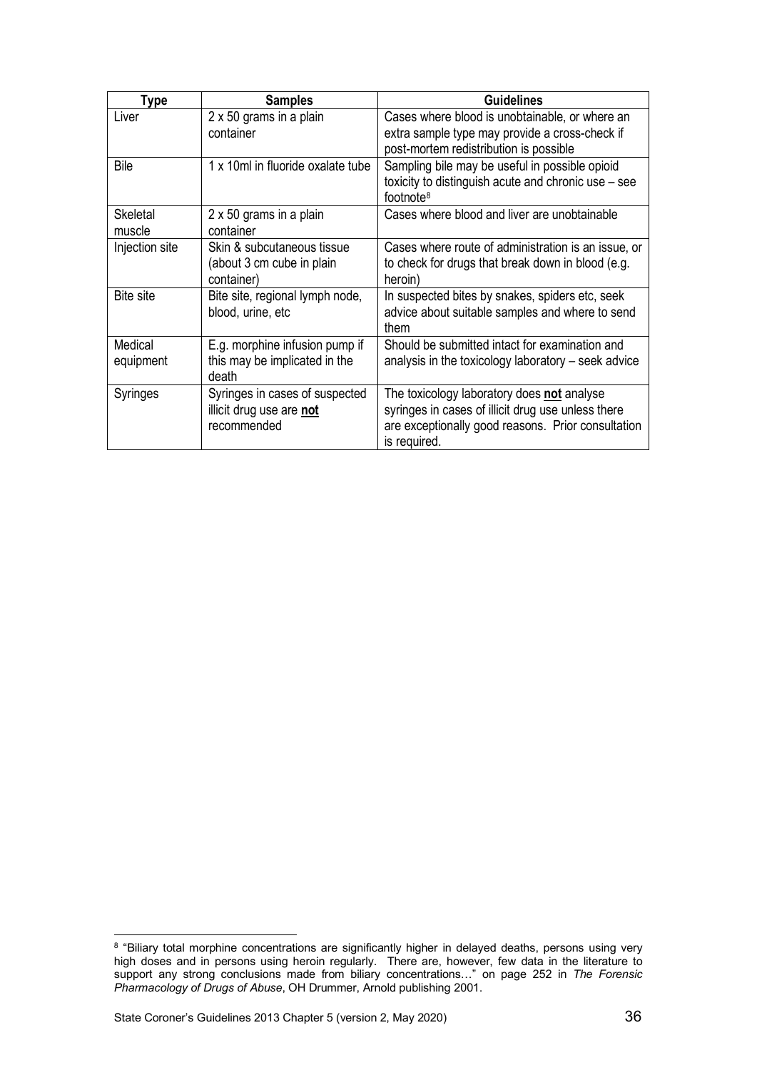| Type | Samples | Guidelines |
|---|---|---|
| Liver | 2 x 50 grams in a plain container | Cases where blood is unobtainable, or where an extra sample type may provide a cross-check if post-mortem redistribution is possible |
| Bile | 1 x 10ml in fluoride oxalate tube | Sampling bile may be useful in possible opioid toxicity to distinguish acute and chronic use – see footnote[8] |
| Skeletal muscle | 2 x 50 grams in a plain container | Cases where blood and liver are unobtainable |
| Injection site | Skin & subcutaneous tissue (about 3 cm cube in plain container) | Cases where route of administration is an issue, or to check for drugs that break down in blood (e.g. heroin) |
| Bite site | Bite site, regional lymph node, blood, urine, etc | In suspected bites by snakes, spiders etc, seek advice about suitable samples and where to send them |
| Medical equipment | E.g. morphine infusion pump if this may be implicated in the death | Should be submitted intact for examination and analysis in the toxicology laboratory – seek advice |
| Syringes | Syringes in cases of suspected illicit drug use are **not** recommended | The toxicology laboratory does **not** analyse syringes in cases of illicit drug use unless there are exceptionally good reasons. Prior consultation is required. |

[8] "Biliary total morphine concentrations are significantly higher in delayed deaths, persons using very high doses and in persons using heroin regularly. There are, however, few data in the literature to support any strong conclusions made from biliary concentrations…" on page 252 in *The Forensic Pharmacology of Drugs of Abuse*, OH Drummer, Arnold publishing 2001.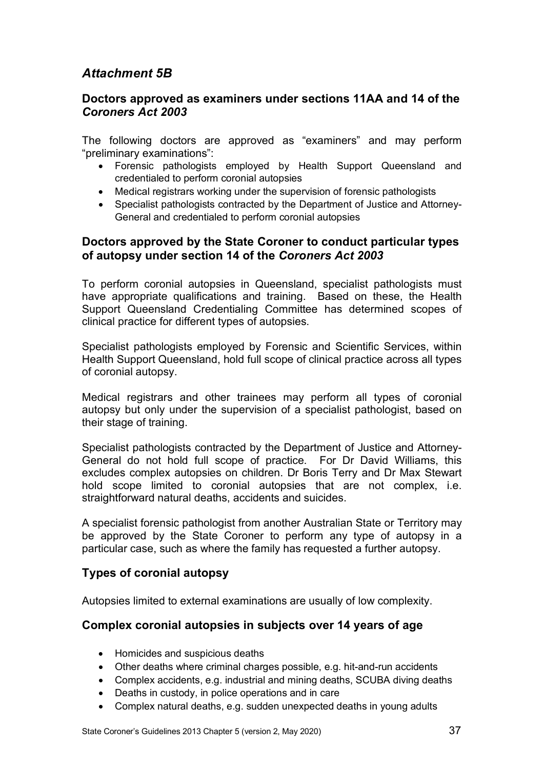## *Attachment 5B*

### Doctors approved as examiners under sections 11AA and 14 of the *Coroners Act 2003*

The following doctors are approved as "examiners" and may perform "preliminary examinations":

- Forensic pathologists employed by Health Support Queensland and credentialed to perform coronial autopsies
- Medical registrars working under the supervision of forensic pathologists
- Specialist pathologists contracted by the Department of Justice and Attorney-General and credentialed to perform coronial autopsies

### Doctors approved by the State Coroner to conduct particular types of autopsy under section 14 of the *Coroners Act 2003*

To perform coronial autopsies in Queensland, specialist pathologists must have appropriate qualifications and training. Based on these, the Health Support Queensland Credentialing Committee has determined scopes of clinical practice for different types of autopsies.

Specialist pathologists employed by Forensic and Scientific Services, within Health Support Queensland, hold full scope of clinical practice across all types of coronial autopsy.

Medical registrars and other trainees may perform all types of coronial autopsy but only under the supervision of a specialist pathologist, based on their stage of training.

Specialist pathologists contracted by the Department of Justice and Attorney-General do not hold full scope of practice. For Dr David Williams, this excludes complex autopsies on children. Dr Boris Terry and Dr Max Stewart hold scope limited to coronial autopsies that are not complex, i.e. straightforward natural deaths, accidents and suicides.

A specialist forensic pathologist from another Australian State or Territory may be approved by the State Coroner to perform any type of autopsy in a particular case, such as where the family has requested a further autopsy.

### Types of coronial autopsy

Autopsies limited to external examinations are usually of low complexity.

### Complex coronial autopsies in subjects over 14 years of age

- Homicides and suspicious deaths
- Other deaths where criminal charges possible, e.g. hit-and-run accidents
- Complex accidents, e.g. industrial and mining deaths, SCUBA diving deaths
- Deaths in custody, in police operations and in care
- Complex natural deaths, e.g. sudden unexpected deaths in young adults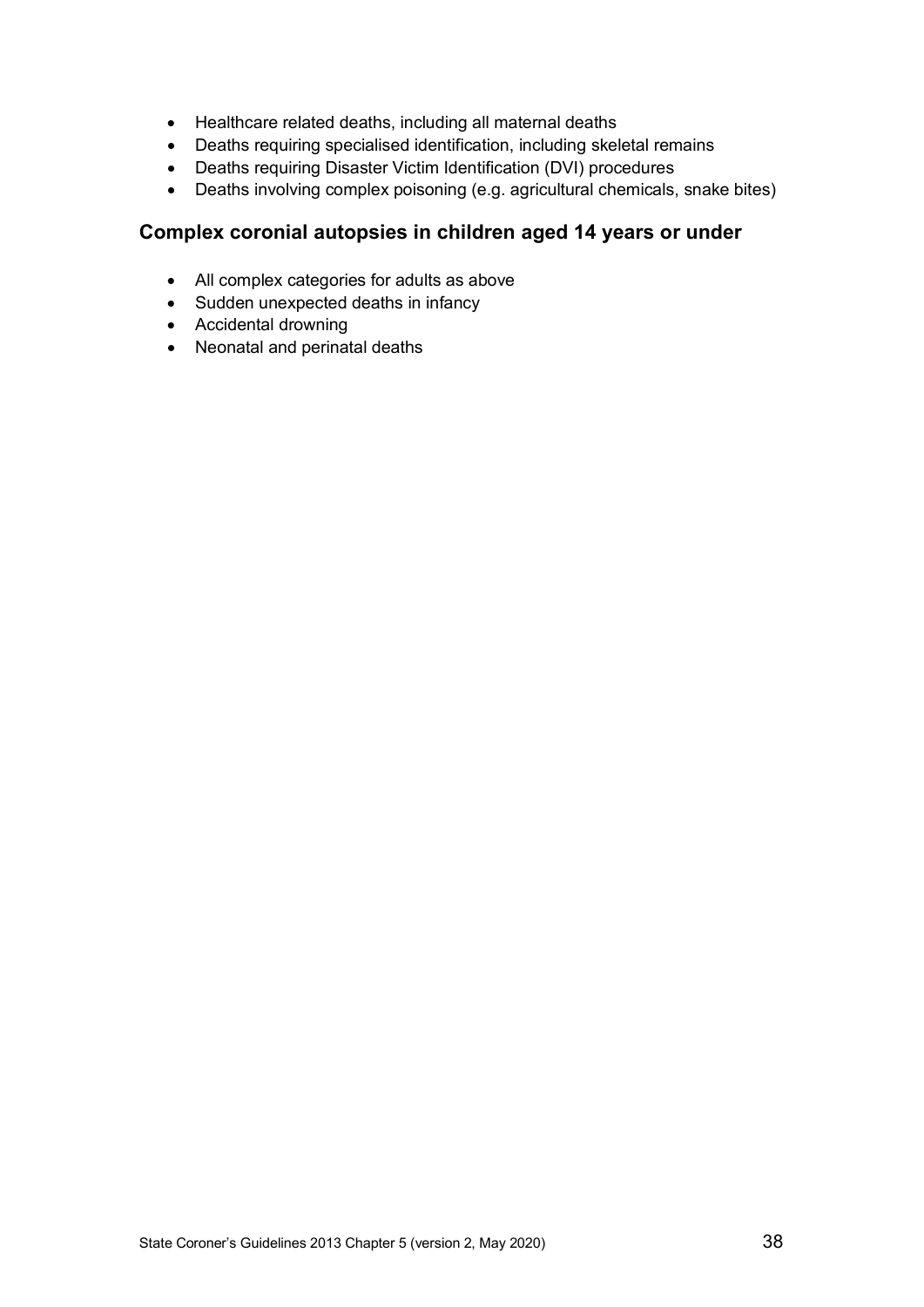- Healthcare related deaths, including all maternal deaths
- Deaths requiring specialised identification, including skeletal remains
- Deaths requiring Disaster Victim Identification (DVI) procedures
- Deaths involving complex poisoning (e.g. agricultural chemicals, snake bites)

### Complex coronial autopsies in children aged 14 years or under

- All complex categories for adults as above
- Sudden unexpected deaths in infancy
- Accidental drowning
- Neonatal and perinatal deaths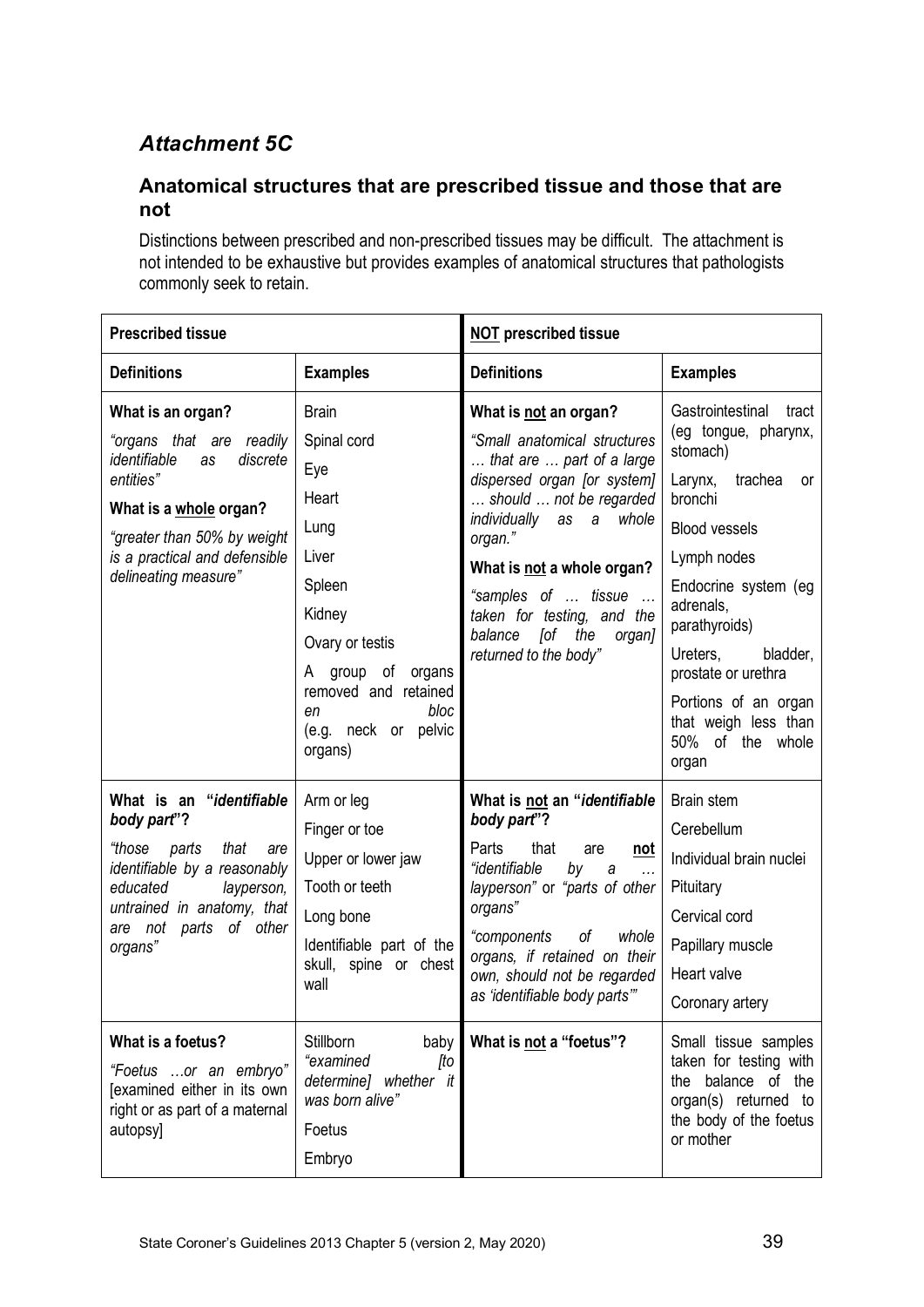## *Attachment 5C*

### Anatomical structures that are prescribed tissue and those that are not

Distinctions between prescribed and non-prescribed tissues may be difficult. The attachment is not intended to be exhaustive but provides examples of anatomical structures that pathologists commonly seek to retain.

| **Prescribed tissue** | | **<u>NOT</u> prescribed tissue** | |
|---|---|---|---|
| **Definitions** | **Examples** | **Definitions** | **Examples** |
| **What is an organ?**<br>*"organs that are readily identifiable as discrete entities"*<br>**What is a <u>whole</u> organ?**<br>*"greater than 50% by weight is a practical and defensible delineating measure"* | Brain<br>Spinal cord<br>Eye<br>Heart<br>Lung<br>Liver<br>Spleen<br>Kidney<br>Ovary or testis<br>A group of organs removed and retained *en bloc* (e.g. neck or pelvic organs) | **What is <u>not</u> an organ?**<br>*"Small anatomical structures … that are … part of a large dispersed organ [or system] … should … not be regarded individually as a whole organ."*<br>**What is <u>not</u> a whole organ?**<br>*"samples of … tissue … taken for testing, and the balance [of the organ] returned to the body"* | Gastrointestinal tract (eg tongue, pharynx, stomach)<br>Larynx, trachea or bronchi<br>Blood vessels<br>Lymph nodes<br>Endocrine system (eg adrenals, parathyroids)<br>Ureters, bladder, prostate or urethra<br>Portions of an organ that weigh less than 50% of the whole organ |
| **What is an "*identifiable body part*"?**<br>*"those parts that are identifiable by a reasonably educated layperson, untrained in anatomy, that are not parts of other organs"* | Arm or leg<br>Finger or toe<br>Upper or lower jaw<br>Tooth or teeth<br>Long bone<br>Identifiable part of the skull, spine or chest wall | **What is <u>not</u> an "*identifiable body part*"?**<br>Parts that are **<u>not</u>** *"identifiable by a … layperson"* or *"parts of other organs"*<br>*"components of whole organs, if retained on their own, should not be regarded as 'identifiable body parts'"* | Brain stem<br>Cerebellum<br>Individual brain nuclei<br>Pituitary<br>Cervical cord<br>Papillary muscle<br>Heart valve<br>Coronary artery |
| **What is a foetus?**<br>*"Foetus …or an embryo"* [examined either in its own right or as part of a maternal autopsy] | Stillborn baby *"examined [to determine] whether it was born alive"*<br>Foetus<br>Embryo | **What is <u>not</u> a "foetus"?** | Small tissue samples taken for testing with the balance of the organ(s) returned to the body of the foetus or mother |

State Coroner's Guidelines 2013 Chapter 5 (version 2, May 2020)